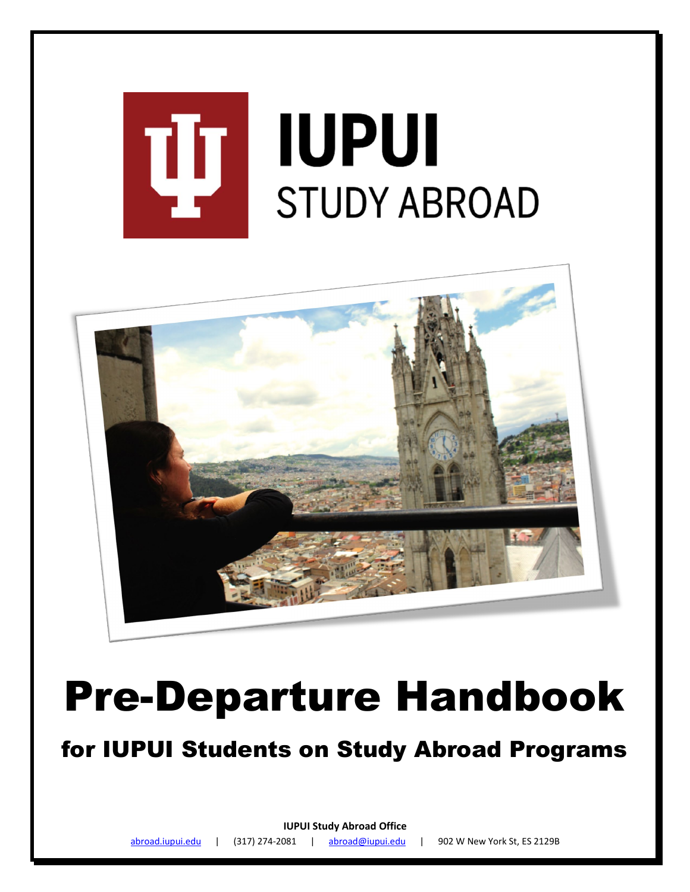# IUPUI STUDY ABROAD

# Pre-Departure Handbook

## for IUPUI Students on Study Abroad Programs

**IUPUI Study Abroad Office**

abroad.iupui.edu | (317) 274-2081 | abroad@iupui.edu | 902 W New York St, ES 2129B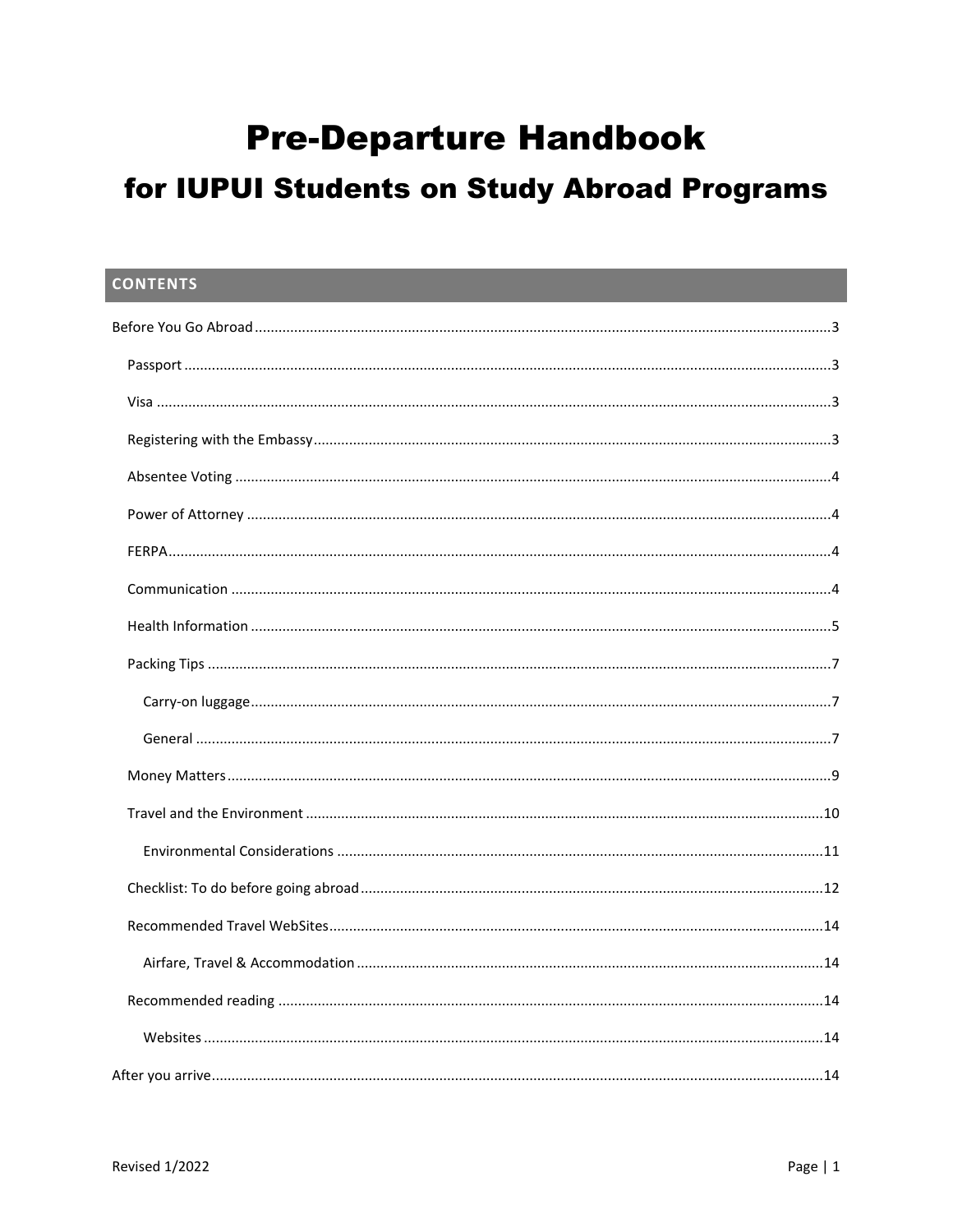# Pre-Departure Handbook

## for IUPUI Students on Study Abroad Programs

## CONTENTS

- Before You Go Abroad ........ 3
  - Passport ........ 3
  - Visa ........ 3
  - Registering with the Embassy ........ 3
  - Absentee Voting ........ 4
  - Power of Attorney ........ 4
  - FERPA ........ 4
  - Communication ........ 4
  - Health Information ........ 5
  - Packing Tips ........ 7
    - Carry-on luggage ........ 7
    - General ........ 7
  - Money Matters ........ 9
  - Travel and the Environment ........ 10
    - Environmental Considerations ........ 11
  - Checklist: To do before going abroad ........ 12
  - Recommended Travel WebSites ........ 14
    - Airfare, Travel & Accommodation ........ 14
  - Recommended reading ........ 14
    - Websites ........ 14
- After you arrive ........ 14

Revised 1/2022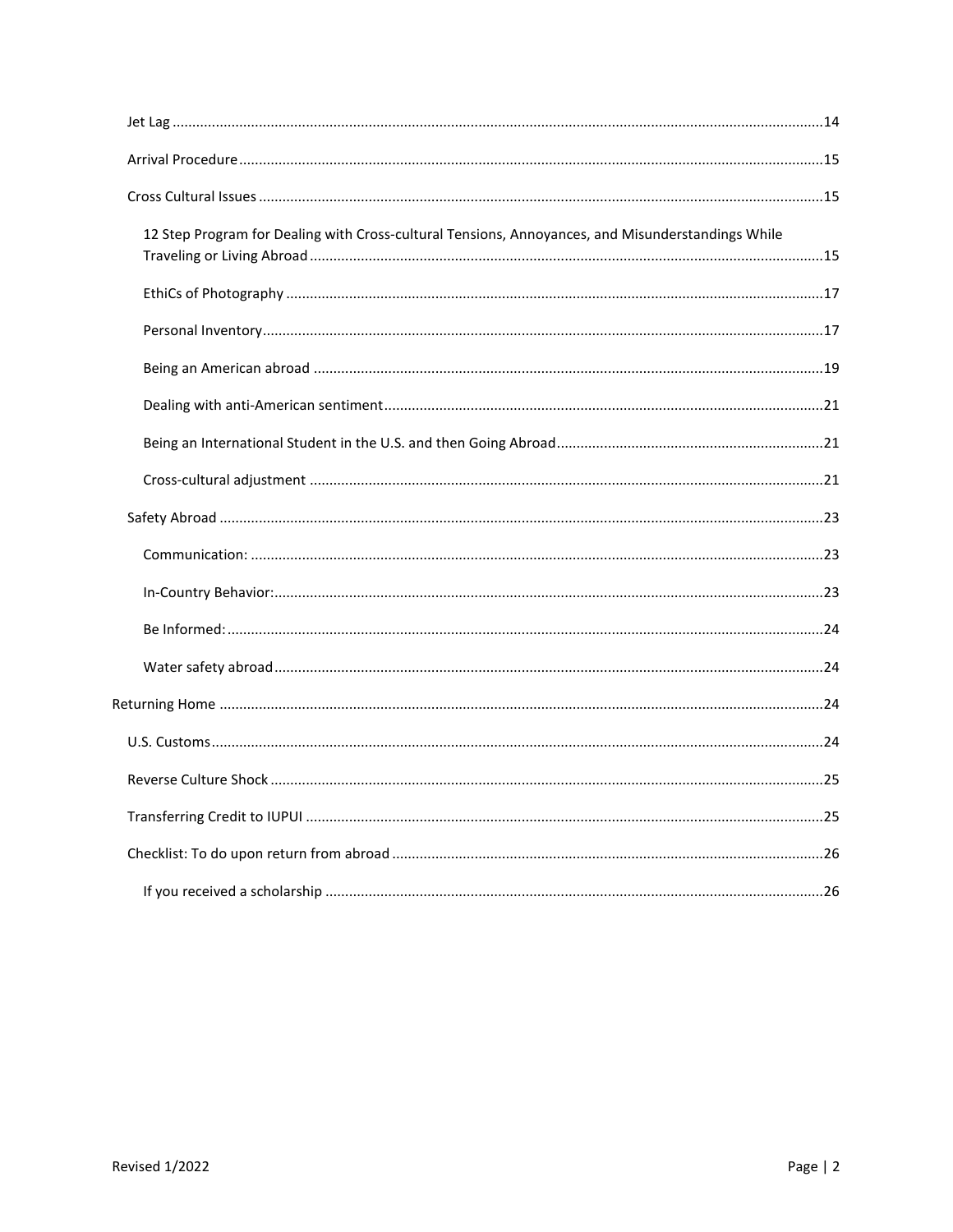- Jet Lag ... 14
- Arrival Procedure ... 15
- Cross Cultural Issues ... 15
  - 12 Step Program for Dealing with Cross-cultural Tensions, Annoyances, and Misunderstandings While Traveling or Living Abroad ... 15
  - EthiCs of Photography ... 17
  - Personal Inventory ... 17
  - Being an American abroad ... 19
  - Dealing with anti-American sentiment ... 21
  - Being an International Student in the U.S. and then Going Abroad ... 21
  - Cross-cultural adjustment ... 21
- Safety Abroad ... 23
  - Communication: ... 23
  - In-Country Behavior: ... 23
  - Be Informed: ... 24
  - Water safety abroad ... 24

Returning Home ... 24

- U.S. Customs ... 24
- Reverse Culture Shock ... 25
- Transferring Credit to IUPUI ... 25
- Checklist: To do upon return from abroad ... 26
  - If you received a scholarship ... 26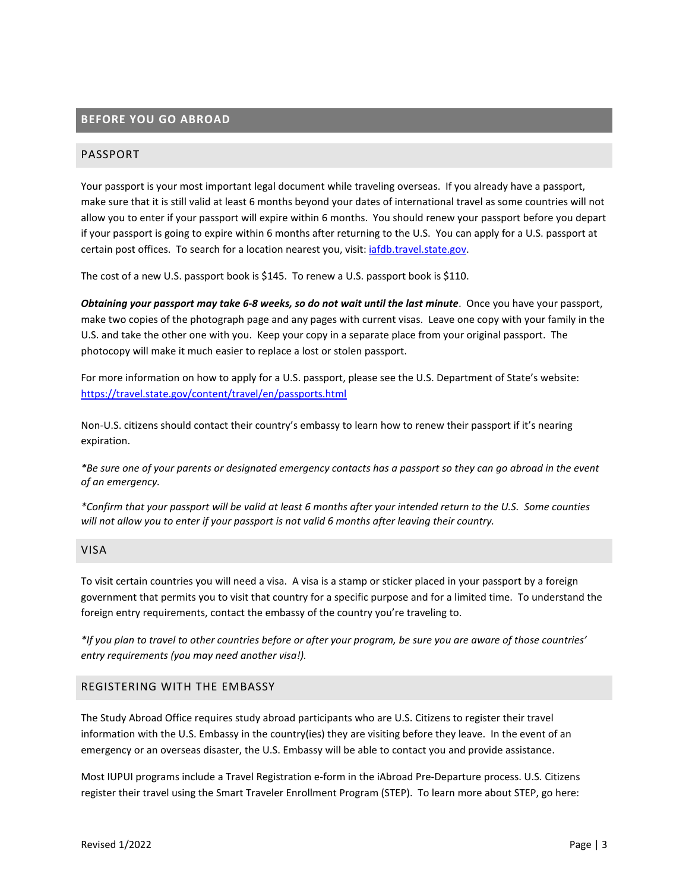## BEFORE YOU GO ABROAD

### PASSPORT

Your passport is your most important legal document while traveling overseas. If you already have a passport, make sure that it is still valid at least 6 months beyond your dates of international travel as some countries will not allow you to enter if your passport will expire within 6 months. You should renew your passport before you depart if your passport is going to expire within 6 months after returning to the U.S. You can apply for a U.S. passport at certain post offices. To search for a location nearest you, visit: [iafdb.travel.state.gov](iafdb.travel.state.gov).

The cost of a new U.S. passport book is $145. To renew a U.S. passport book is $110.

***Obtaining your passport may take 6-8 weeks, so do not wait until the last minute***. Once you have your passport, make two copies of the photograph page and any pages with current visas. Leave one copy with your family in the U.S. and take the other one with you. Keep your copy in a separate place from your original passport. The photocopy will make it much easier to replace a lost or stolen passport.

For more information on how to apply for a U.S. passport, please see the U.S. Department of State's website: [https://travel.state.gov/content/travel/en/passports.html](https://travel.state.gov/content/travel/en/passports.html)

Non-U.S. citizens should contact their country's embassy to learn how to renew their passport if it's nearing expiration.

*\*Be sure one of your parents or designated emergency contacts has a passport so they can go abroad in the event of an emergency.*

*\*Confirm that your passport will be valid at least 6 months after your intended return to the U.S. Some counties will not allow you to enter if your passport is not valid 6 months after leaving their country.*

### VISA

To visit certain countries you will need a visa. A visa is a stamp or sticker placed in your passport by a foreign government that permits you to visit that country for a specific purpose and for a limited time. To understand the foreign entry requirements, contact the embassy of the country you're traveling to.

*\*If you plan to travel to other countries before or after your program, be sure you are aware of those countries' entry requirements (you may need another visa!).*

### REGISTERING WITH THE EMBASSY

The Study Abroad Office requires study abroad participants who are U.S. Citizens to register their travel information with the U.S. Embassy in the country(ies) they are visiting before they leave. In the event of an emergency or an overseas disaster, the U.S. Embassy will be able to contact you and provide assistance.

Most IUPUI programs include a Travel Registration e-form in the iAbroad Pre-Departure process. U.S. Citizens register their travel using the Smart Traveler Enrollment Program (STEP). To learn more about STEP, go here: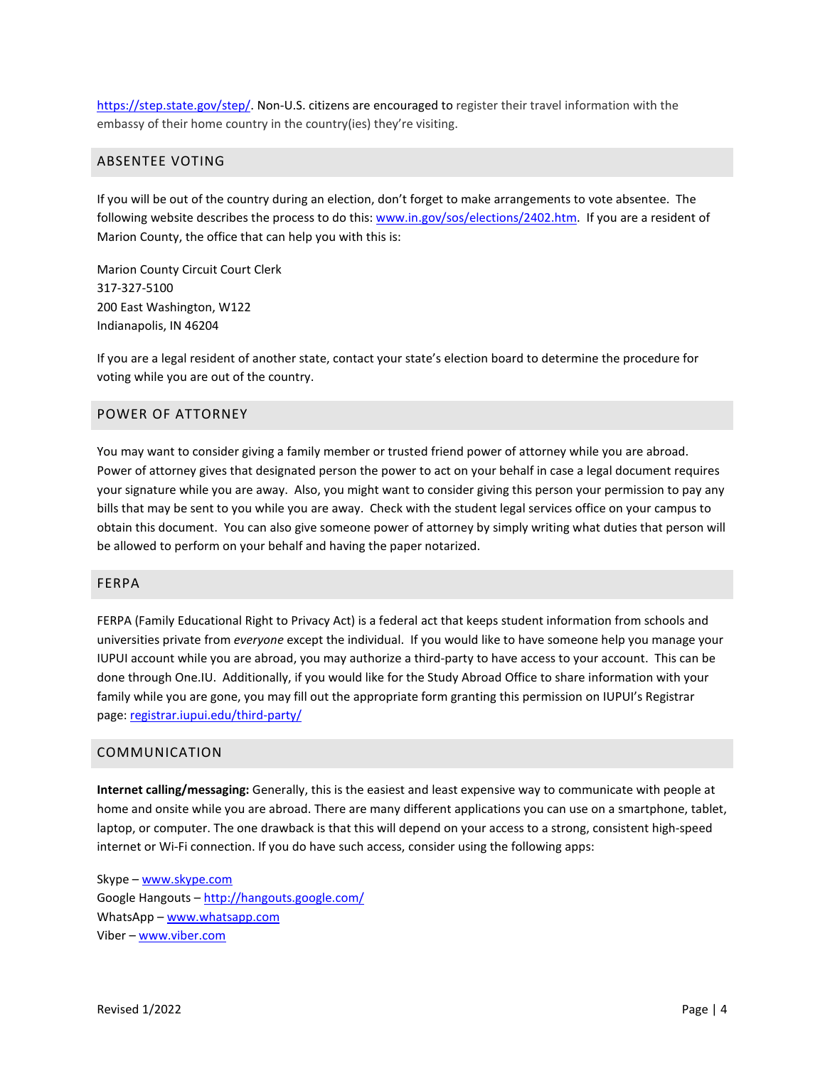https://step.state.gov/step/. Non-U.S. citizens are encouraged to register their travel information with the embassy of their home country in the country(ies) they're visiting.

## ABSENTEE VOTING

If you will be out of the country during an election, don't forget to make arrangements to vote absentee. The following website describes the process to do this: www.in.gov/sos/elections/2402.htm. If you are a resident of Marion County, the office that can help you with this is:

Marion County Circuit Court Clerk
317-327-5100
200 East Washington, W122
Indianapolis, IN 46204

If you are a legal resident of another state, contact your state's election board to determine the procedure for voting while you are out of the country.

## POWER OF ATTORNEY

You may want to consider giving a family member or trusted friend power of attorney while you are abroad. Power of attorney gives that designated person the power to act on your behalf in case a legal document requires your signature while you are away. Also, you might want to consider giving this person your permission to pay any bills that may be sent to you while you are away. Check with the student legal services office on your campus to obtain this document. You can also give someone power of attorney by simply writing what duties that person will be allowed to perform on your behalf and having the paper notarized.

## FERPA

FERPA (Family Educational Right to Privacy Act) is a federal act that keeps student information from schools and universities private from *everyone* except the individual. If you would like to have someone help you manage your IUPUI account while you are abroad, you may authorize a third-party to have access to your account. This can be done through One.IU. Additionally, if you would like for the Study Abroad Office to share information with your family while you are gone, you may fill out the appropriate form granting this permission on IUPUI's Registrar page: registrar.iupui.edu/third-party/

## COMMUNICATION

**Internet calling/messaging:** Generally, this is the easiest and least expensive way to communicate with people at home and onsite while you are abroad. There are many different applications you can use on a smartphone, tablet, laptop, or computer. The one drawback is that this will depend on your access to a strong, consistent high-speed internet or Wi-Fi connection. If you do have such access, consider using the following apps:

Skype – www.skype.com
Google Hangouts – http://hangouts.google.com/
WhatsApp – www.whatsapp.com
Viber – www.viber.com

Revised 1/2022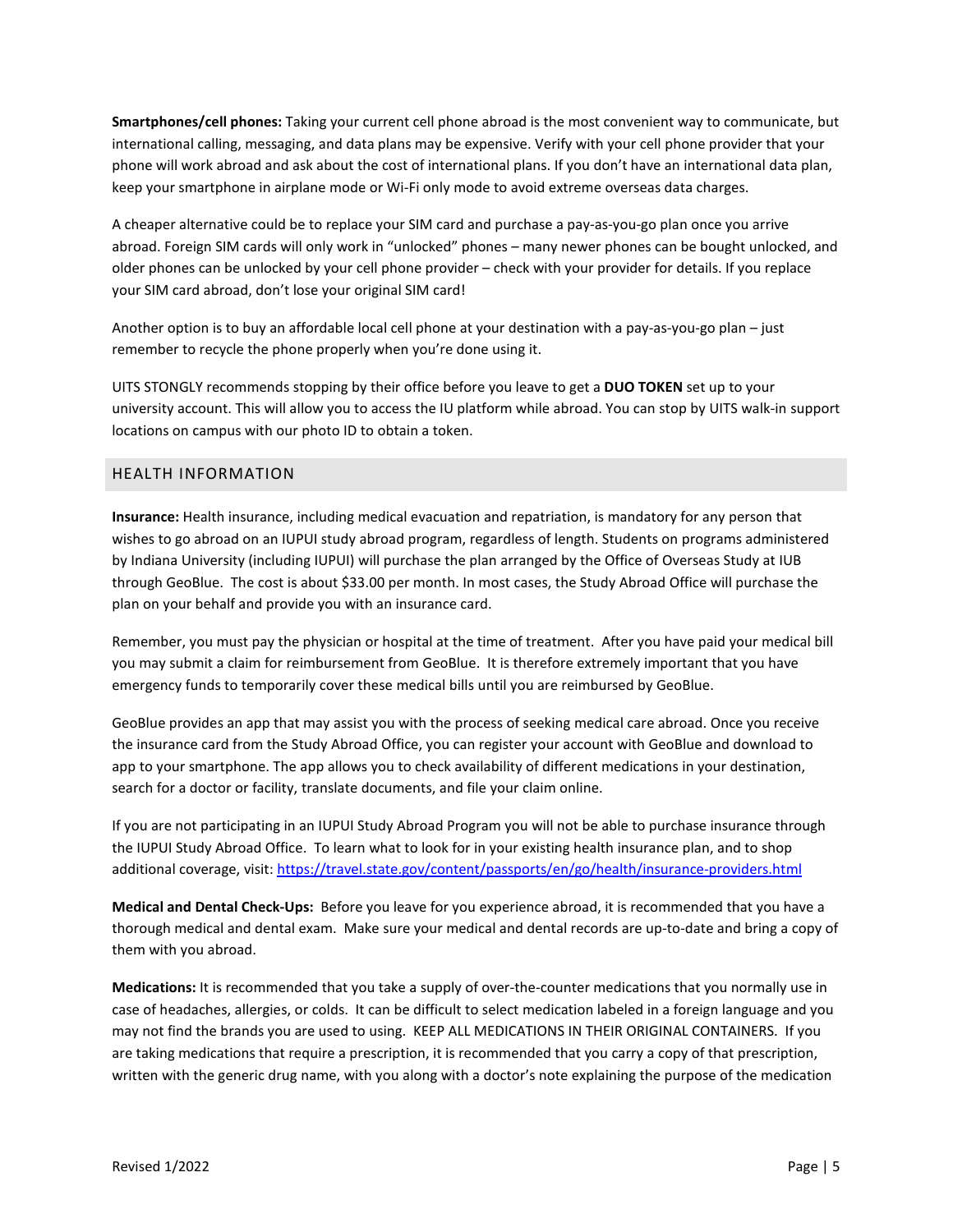**Smartphones/cell phones:** Taking your current cell phone abroad is the most convenient way to communicate, but international calling, messaging, and data plans may be expensive. Verify with your cell phone provider that your phone will work abroad and ask about the cost of international plans. If you don't have an international data plan, keep your smartphone in airplane mode or Wi-Fi only mode to avoid extreme overseas data charges.

A cheaper alternative could be to replace your SIM card and purchase a pay-as-you-go plan once you arrive abroad. Foreign SIM cards will only work in "unlocked" phones – many newer phones can be bought unlocked, and older phones can be unlocked by your cell phone provider – check with your provider for details. If you replace your SIM card abroad, don't lose your original SIM card!

Another option is to buy an affordable local cell phone at your destination with a pay-as-you-go plan – just remember to recycle the phone properly when you're done using it.

UITS STONGLY recommends stopping by their office before you leave to get a **DUO TOKEN** set up to your university account. This will allow you to access the IU platform while abroad. You can stop by UITS walk-in support locations on campus with our photo ID to obtain a token.

## HEALTH INFORMATION

**Insurance:** Health insurance, including medical evacuation and repatriation, is mandatory for any person that wishes to go abroad on an IUPUI study abroad program, regardless of length. Students on programs administered by Indiana University (including IUPUI) will purchase the plan arranged by the Office of Overseas Study at IUB through GeoBlue. The cost is about $33.00 per month. In most cases, the Study Abroad Office will purchase the plan on your behalf and provide you with an insurance card.

Remember, you must pay the physician or hospital at the time of treatment. After you have paid your medical bill you may submit a claim for reimbursement from GeoBlue. It is therefore extremely important that you have emergency funds to temporarily cover these medical bills until you are reimbursed by GeoBlue.

GeoBlue provides an app that may assist you with the process of seeking medical care abroad. Once you receive the insurance card from the Study Abroad Office, you can register your account with GeoBlue and download to app to your smartphone. The app allows you to check availability of different medications in your destination, search for a doctor or facility, translate documents, and file your claim online.

If you are not participating in an IUPUI Study Abroad Program you will not be able to purchase insurance through the IUPUI Study Abroad Office. To learn what to look for in your existing health insurance plan, and to shop additional coverage, visit: https://travel.state.gov/content/passports/en/go/health/insurance-providers.html

**Medical and Dental Check-Ups:** Before you leave for you experience abroad, it is recommended that you have a thorough medical and dental exam. Make sure your medical and dental records are up-to-date and bring a copy of them with you abroad.

**Medications:** It is recommended that you take a supply of over-the-counter medications that you normally use in case of headaches, allergies, or colds. It can be difficult to select medication labeled in a foreign language and you may not find the brands you are used to using. KEEP ALL MEDICATIONS IN THEIR ORIGINAL CONTAINERS. If you are taking medications that require a prescription, it is recommended that you carry a copy of that prescription, written with the generic drug name, with you along with a doctor's note explaining the purpose of the medication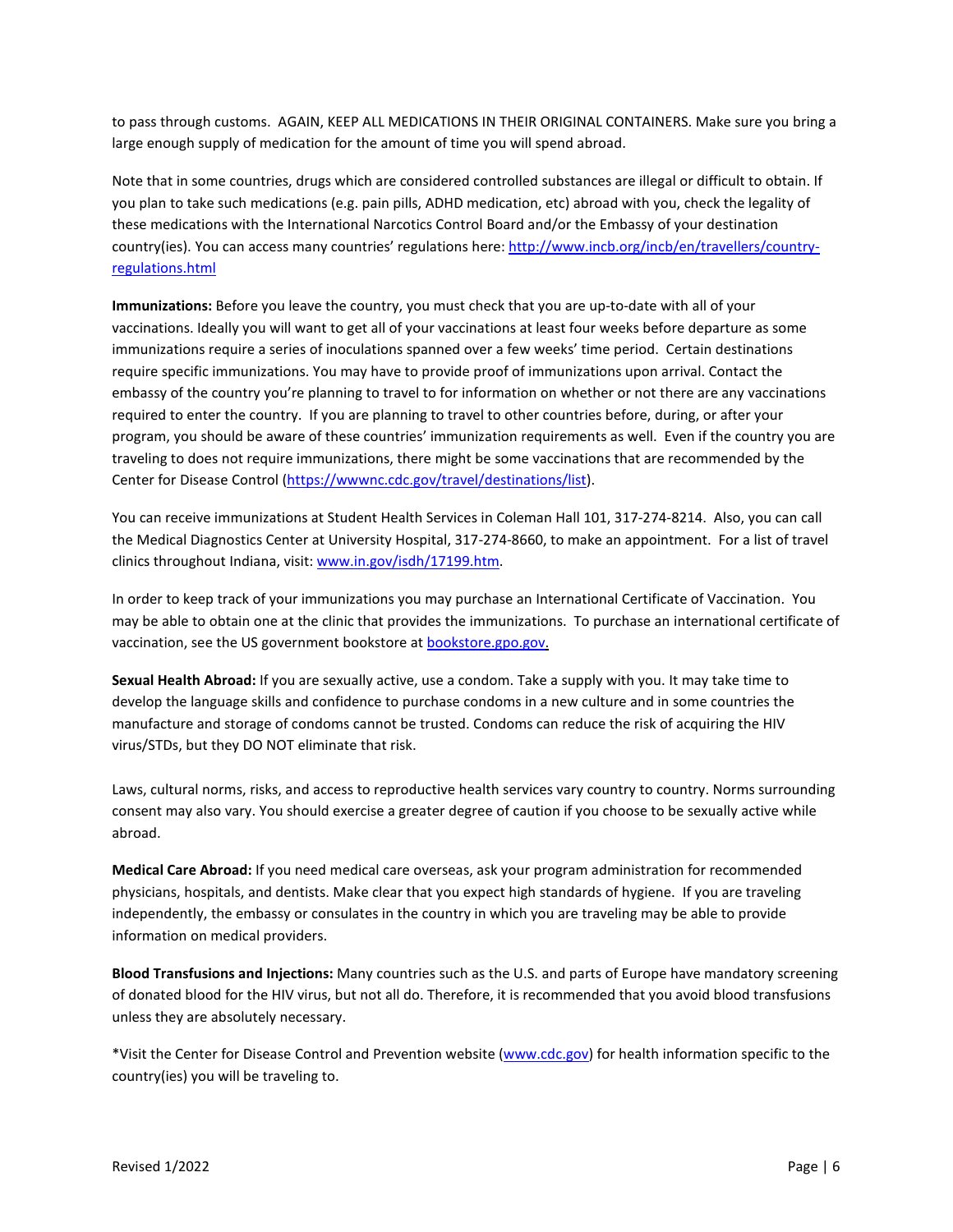to pass through customs. AGAIN, KEEP ALL MEDICATIONS IN THEIR ORIGINAL CONTAINERS. Make sure you bring a large enough supply of medication for the amount of time you will spend abroad.

Note that in some countries, drugs which are considered controlled substances are illegal or difficult to obtain. If you plan to take such medications (e.g. pain pills, ADHD medication, etc) abroad with you, check the legality of these medications with the International Narcotics Control Board and/or the Embassy of your destination country(ies). You can access many countries' regulations here: http://www.incb.org/incb/en/travellers/country-regulations.html

**Immunizations:** Before you leave the country, you must check that you are up-to-date with all of your vaccinations. Ideally you will want to get all of your vaccinations at least four weeks before departure as some immunizations require a series of inoculations spanned over a few weeks' time period. Certain destinations require specific immunizations. You may have to provide proof of immunizations upon arrival. Contact the embassy of the country you're planning to travel to for information on whether or not there are any vaccinations required to enter the country. If you are planning to travel to other countries before, during, or after your program, you should be aware of these countries' immunization requirements as well. Even if the country you are traveling to does not require immunizations, there might be some vaccinations that are recommended by the Center for Disease Control (https://wwwnc.cdc.gov/travel/destinations/list).

You can receive immunizations at Student Health Services in Coleman Hall 101, 317-274-8214. Also, you can call the Medical Diagnostics Center at University Hospital, 317-274-8660, to make an appointment. For a list of travel clinics throughout Indiana, visit: www.in.gov/isdh/17199.htm.

In order to keep track of your immunizations you may purchase an International Certificate of Vaccination. You may be able to obtain one at the clinic that provides the immunizations. To purchase an international certificate of vaccination, see the US government bookstore at bookstore.gpo.gov.

**Sexual Health Abroad:** If you are sexually active, use a condom. Take a supply with you. It may take time to develop the language skills and confidence to purchase condoms in a new culture and in some countries the manufacture and storage of condoms cannot be trusted. Condoms can reduce the risk of acquiring the HIV virus/STDs, but they DO NOT eliminate that risk.

Laws, cultural norms, risks, and access to reproductive health services vary country to country. Norms surrounding consent may also vary. You should exercise a greater degree of caution if you choose to be sexually active while abroad.

**Medical Care Abroad:** If you need medical care overseas, ask your program administration for recommended physicians, hospitals, and dentists. Make clear that you expect high standards of hygiene. If you are traveling independently, the embassy or consulates in the country in which you are traveling may be able to provide information on medical providers.

**Blood Transfusions and Injections:** Many countries such as the U.S. and parts of Europe have mandatory screening of donated blood for the HIV virus, but not all do. Therefore, it is recommended that you avoid blood transfusions unless they are absolutely necessary.

*Visit the Center for Disease Control and Prevention website (www.cdc.gov) for health information specific to the country(ies) you will be traveling to.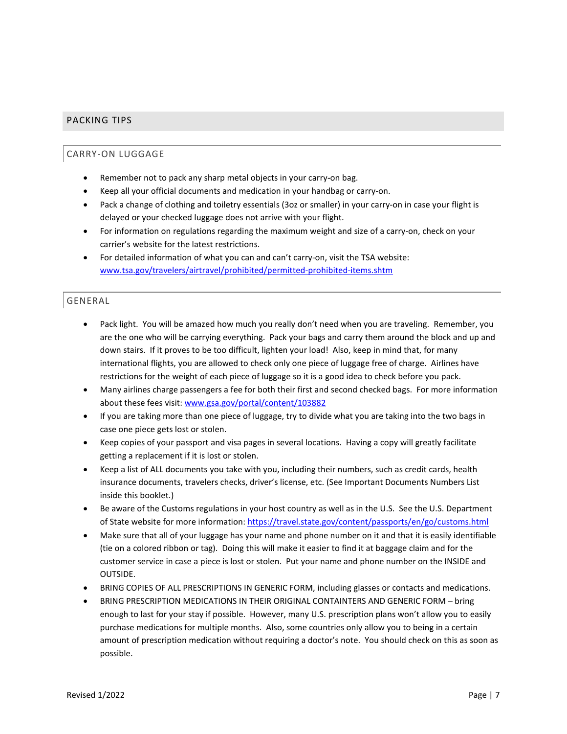## PACKING TIPS

### CARRY-ON LUGGAGE

- Remember not to pack any sharp metal objects in your carry-on bag.
- Keep all your official documents and medication in your handbag or carry-on.
- Pack a change of clothing and toiletry essentials (3oz or smaller) in your carry-on in case your flight is delayed or your checked luggage does not arrive with your flight.
- For information on regulations regarding the maximum weight and size of a carry-on, check on your carrier's website for the latest restrictions.
- For detailed information of what you can and can't carry-on, visit the TSA website: [www.tsa.gov/travelers/airtravel/prohibited/permitted-prohibited-items.shtm](www.tsa.gov/travelers/airtravel/prohibited/permitted-prohibited-items.shtm)

### GENERAL

- Pack light. You will be amazed how much you really don't need when you are traveling. Remember, you are the one who will be carrying everything. Pack your bags and carry them around the block and up and down stairs. If it proves to be too difficult, lighten your load! Also, keep in mind that, for many international flights, you are allowed to check only one piece of luggage free of charge. Airlines have restrictions for the weight of each piece of luggage so it is a good idea to check before you pack.
- Many airlines charge passengers a fee for both their first and second checked bags. For more information about these fees visit: [www.gsa.gov/portal/content/103882](www.gsa.gov/portal/content/103882)
- If you are taking more than one piece of luggage, try to divide what you are taking into the two bags in case one piece gets lost or stolen.
- Keep copies of your passport and visa pages in several locations. Having a copy will greatly facilitate getting a replacement if it is lost or stolen.
- Keep a list of ALL documents you take with you, including their numbers, such as credit cards, health insurance documents, travelers checks, driver's license, etc. (See Important Documents Numbers List inside this booklet.)
- Be aware of the Customs regulations in your host country as well as in the U.S. See the U.S. Department of State website for more information: [https://travel.state.gov/content/passports/en/go/customs.html](https://travel.state.gov/content/passports/en/go/customs.html)
- Make sure that all of your luggage has your name and phone number on it and that it is easily identifiable (tie on a colored ribbon or tag). Doing this will make it easier to find it at baggage claim and for the customer service in case a piece is lost or stolen. Put your name and phone number on the INSIDE and OUTSIDE.
- BRING COPIES OF ALL PRESCRIPTIONS IN GENERIC FORM, including glasses or contacts and medications.
- BRING PRESCRIPTION MEDICATIONS IN THEIR ORIGINAL CONTAINTERS AND GENERIC FORM – bring enough to last for your stay if possible. However, many U.S. prescription plans won't allow you to easily purchase medications for multiple months. Also, some countries only allow you to being in a certain amount of prescription medication without requiring a doctor's note. You should check on this as soon as possible.

Revised 1/2022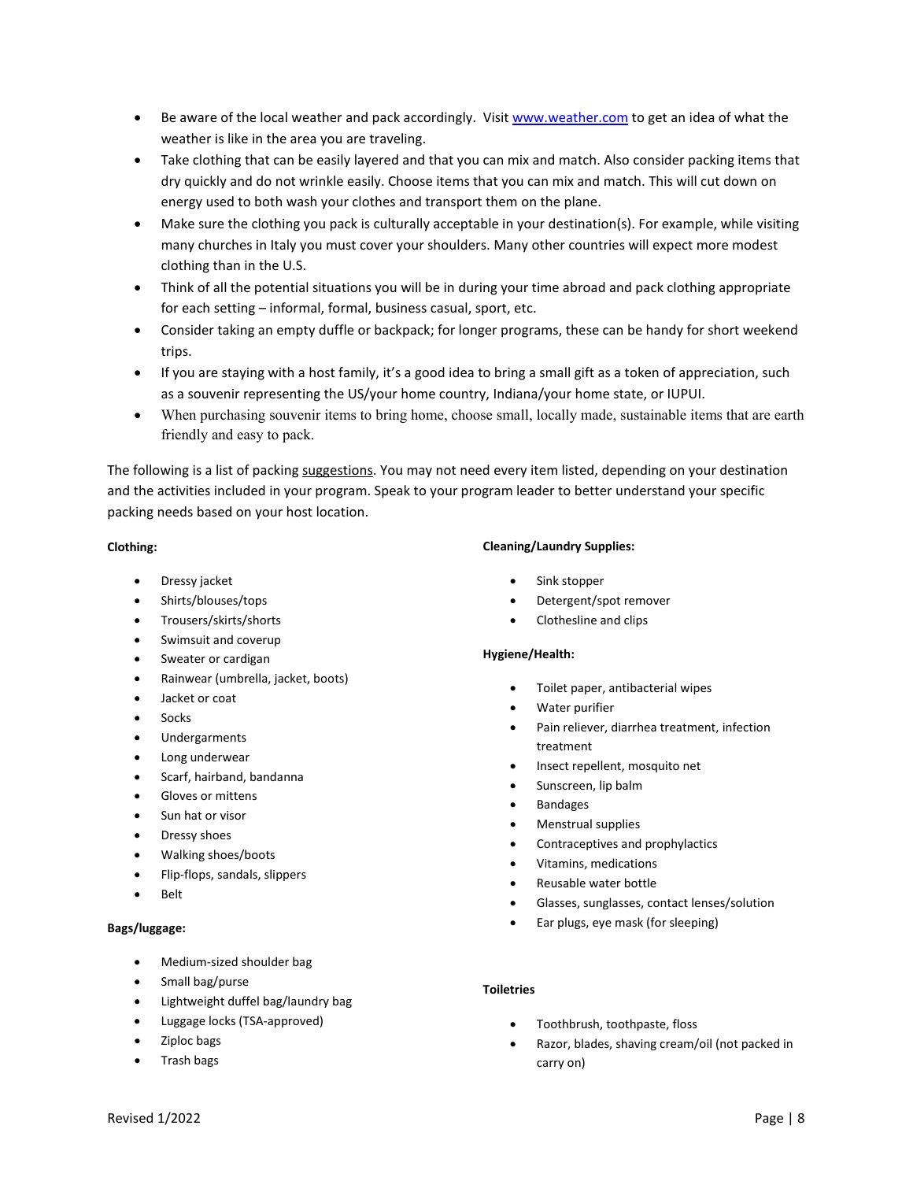- Be aware of the local weather and pack accordingly. Visit [www.weather.com](www.weather.com) to get an idea of what the weather is like in the area you are traveling.
- Take clothing that can be easily layered and that you can mix and match. Also consider packing items that dry quickly and do not wrinkle easily. Choose items that you can mix and match. This will cut down on energy used to both wash your clothes and transport them on the plane.
- Make sure the clothing you pack is culturally acceptable in your destination(s). For example, while visiting many churches in Italy you must cover your shoulders. Many other countries will expect more modest clothing than in the U.S.
- Think of all the potential situations you will be in during your time abroad and pack clothing appropriate for each setting – informal, formal, business casual, sport, etc.
- Consider taking an empty duffle or backpack; for longer programs, these can be handy for short weekend trips.
- If you are staying with a host family, it's a good idea to bring a small gift as a token of appreciation, such as a souvenir representing the US/your home country, Indiana/your home state, or IUPUI.
- When purchasing souvenir items to bring home, choose small, locally made, sustainable items that are earth friendly and easy to pack.

The following is a list of packing suggestions. You may not need every item listed, depending on your destination and the activities included in your program. Speak to your program leader to better understand your specific packing needs based on your host location.

**Clothing:**

- Dressy jacket
- Shirts/blouses/tops
- Trousers/skirts/shorts
- Swimsuit and coverup
- Sweater or cardigan
- Rainwear (umbrella, jacket, boots)
- Jacket or coat
- Socks
- Undergarments
- Long underwear
- Scarf, hairband, bandanna
- Gloves or mittens
- Sun hat or visor
- Dressy shoes
- Walking shoes/boots
- Flip-flops, sandals, slippers
- Belt

**Bags/luggage:**

- Medium-sized shoulder bag
- Small bag/purse
- Lightweight duffel bag/laundry bag
- Luggage locks (TSA-approved)
- Ziploc bags
- Trash bags

**Cleaning/Laundry Supplies:**

- Sink stopper
- Detergent/spot remover
- Clothesline and clips

**Hygiene/Health:**

- Toilet paper, antibacterial wipes
- Water purifier
- Pain reliever, diarrhea treatment, infection treatment
- Insect repellent, mosquito net
- Sunscreen, lip balm
- Bandages
- Menstrual supplies
- Contraceptives and prophylactics
- Vitamins, medications
- Reusable water bottle
- Glasses, sunglasses, contact lenses/solution
- Ear plugs, eye mask (for sleeping)

**Toiletries**

- Toothbrush, toothpaste, floss
- Razor, blades, shaving cream/oil (not packed in carry on)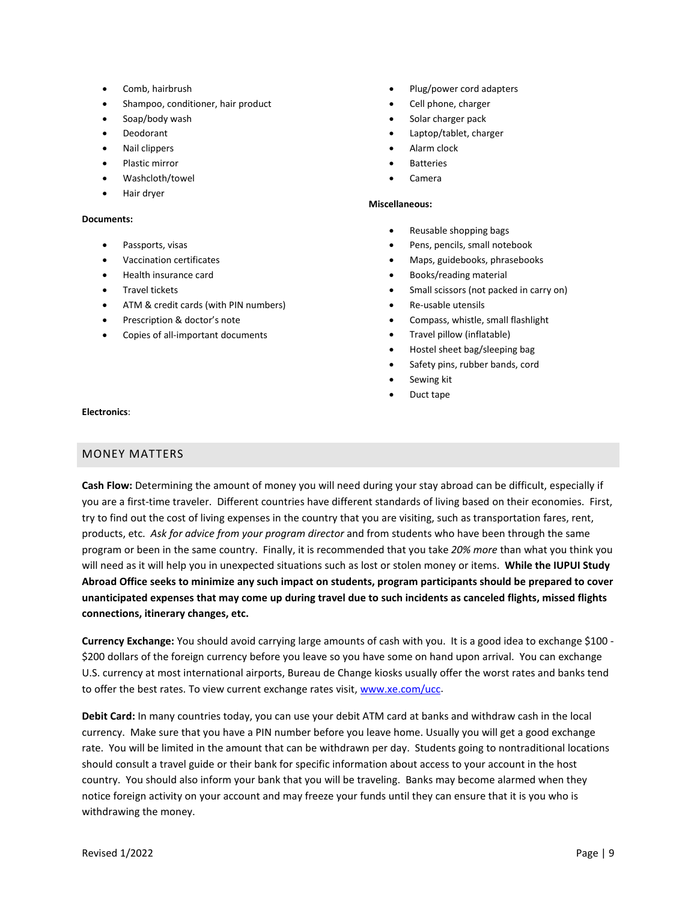- Comb, hairbrush
- Shampoo, conditioner, hair product
- Soap/body wash
- Deodorant
- Nail clippers
- Plastic mirror
- Washcloth/towel
- Hair dryer

**Documents:**

- Passports, visas
- Vaccination certificates
- Health insurance card
- Travel tickets
- ATM & credit cards (with PIN numbers)
- Prescription & doctor's note
- Copies of all-important documents

**Electronics**:

- Plug/power cord adapters
- Cell phone, charger
- Solar charger pack
- Laptop/tablet, charger
- Alarm clock
- Batteries
- Camera

**Miscellaneous:**

- Reusable shopping bags
- Pens, pencils, small notebook
- Maps, guidebooks, phrasebooks
- Books/reading material
- Small scissors (not packed in carry on)
- Re-usable utensils
- Compass, whistle, small flashlight
- Travel pillow (inflatable)
- Hostel sheet bag/sleeping bag
- Safety pins, rubber bands, cord
- Sewing kit
- Duct tape

## MONEY MATTERS

**Cash Flow:** Determining the amount of money you will need during your stay abroad can be difficult, especially if you are a first-time traveler. Different countries have different standards of living based on their economies. First, try to find out the cost of living expenses in the country that you are visiting, such as transportation fares, rent, products, etc. *Ask for advice from your program director* and from students who have been through the same program or been in the same country. Finally, it is recommended that you take *20% more* than what you think you will need as it will help you in unexpected situations such as lost or stolen money or items. **While the IUPUI Study Abroad Office seeks to minimize any such impact on students, program participants should be prepared to cover unanticipated expenses that may come up during travel due to such incidents as canceled flights, missed flights connections, itinerary changes, etc.**

**Currency Exchange:** You should avoid carrying large amounts of cash with you. It is a good idea to exchange $100 - $200 dollars of the foreign currency before you leave so you have some on hand upon arrival. You can exchange U.S. currency at most international airports, Bureau de Change kiosks usually offer the worst rates and banks tend to offer the best rates. To view current exchange rates visit, [www.xe.com/ucc](http://www.xe.com/ucc).

**Debit Card:** In many countries today, you can use your debit ATM card at banks and withdraw cash in the local currency. Make sure that you have a PIN number before you leave home. Usually you will get a good exchange rate. You will be limited in the amount that can be withdrawn per day. Students going to nontraditional locations should consult a travel guide or their bank for specific information about access to your account in the host country. You should also inform your bank that you will be traveling. Banks may become alarmed when they notice foreign activity on your account and may freeze your funds until they can ensure that it is you who is withdrawing the money.

Revised 1/2022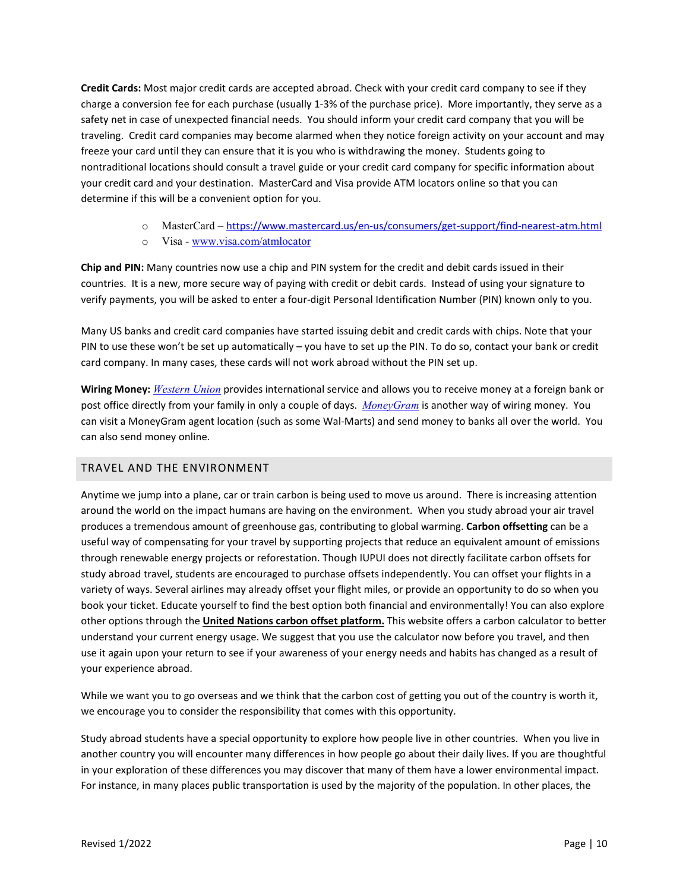**Credit Cards:** Most major credit cards are accepted abroad. Check with your credit card company to see if they charge a conversion fee for each purchase (usually 1-3% of the purchase price). More importantly, they serve as a safety net in case of unexpected financial needs. You should inform your credit card company that you will be traveling. Credit card companies may become alarmed when they notice foreign activity on your account and may freeze your card until they can ensure that it is you who is withdrawing the money. Students going to nontraditional locations should consult a travel guide or your credit card company for specific information about your credit card and your destination. MasterCard and Visa provide ATM locators online so that you can determine if this will be a convenient option for you.

- MasterCard – https://www.mastercard.us/en-us/consumers/get-support/find-nearest-atm.html
- Visa - www.visa.com/atmlocator

**Chip and PIN:** Many countries now use a chip and PIN system for the credit and debit cards issued in their countries. It is a new, more secure way of paying with credit or debit cards. Instead of using your signature to verify payments, you will be asked to enter a four-digit Personal Identification Number (PIN) known only to you.

Many US banks and credit card companies have started issuing debit and credit cards with chips. Note that your PIN to use these won't be set up automatically – you have to set up the PIN. To do so, contact your bank or credit card company. In many cases, these cards will not work abroad without the PIN set up.

**Wiring Money:** *Western Union* provides international service and allows you to receive money at a foreign bank or post office directly from your family in only a couple of days. *MoneyGram* is another way of wiring money. You can visit a MoneyGram agent location (such as some Wal-Marts) and send money to banks all over the world. You can also send money online.

## TRAVEL AND THE ENVIRONMENT

Anytime we jump into a plane, car or train carbon is being used to move us around. There is increasing attention around the world on the impact humans are having on the environment. When you study abroad your air travel produces a tremendous amount of greenhouse gas, contributing to global warming. **Carbon offsetting** can be a useful way of compensating for your travel by supporting projects that reduce an equivalent amount of emissions through renewable energy projects or reforestation. Though IUPUI does not directly facilitate carbon offsets for study abroad travel, students are encouraged to purchase offsets independently. You can offset your flights in a variety of ways. Several airlines may already offset your flight miles, or provide an opportunity to do so when you book your ticket. Educate yourself to find the best option both financial and environmentally! You can also explore other options through the **United Nations carbon offset platform.** This website offers a carbon calculator to better understand your current energy usage. We suggest that you use the calculator now before you travel, and then use it again upon your return to see if your awareness of your energy needs and habits has changed as a result of your experience abroad.

While we want you to go overseas and we think that the carbon cost of getting you out of the country is worth it, we encourage you to consider the responsibility that comes with this opportunity.

Study abroad students have a special opportunity to explore how people live in other countries. When you live in another country you will encounter many differences in how people go about their daily lives. If you are thoughtful in your exploration of these differences you may discover that many of them have a lower environmental impact. For instance, in many places public transportation is used by the majority of the population. In other places, the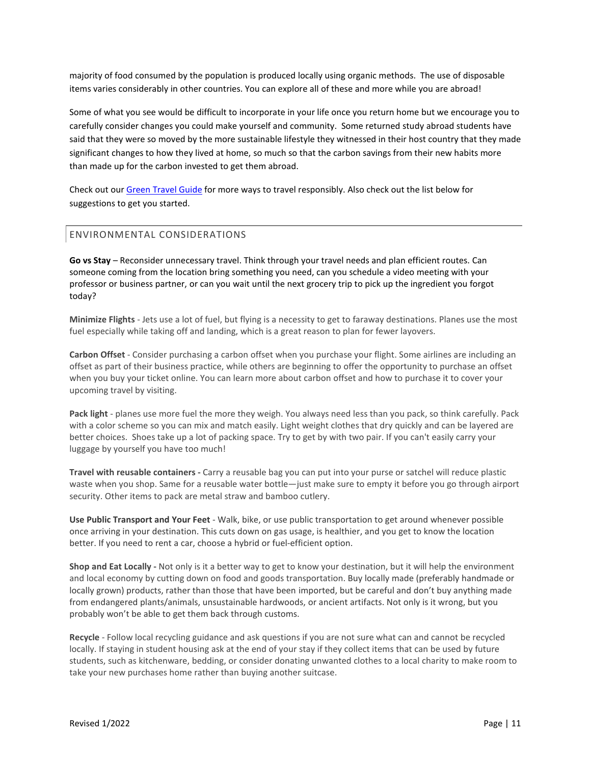majority of food consumed by the population is produced locally using organic methods. The use of disposable items varies considerably in other countries. You can explore all of these and more while you are abroad!

Some of what you see would be difficult to incorporate in your life once you return home but we encourage you to carefully consider changes you could make yourself and community. Some returned study abroad students have said that they were so moved by the more sustainable lifestyle they witnessed in their host country that they made significant changes to how they lived at home, so much so that the carbon savings from their new habits more than made up for the carbon invested to get them abroad.

Check out our [Green Travel Guide] for more ways to travel responsibly. Also check out the list below for suggestions to get you started.

## ENVIRONMENTAL CONSIDERATIONS

**Go vs Stay** – Reconsider unnecessary travel. Think through your travel needs and plan efficient routes. Can someone coming from the location bring something you need, can you schedule a video meeting with your professor or business partner, or can you wait until the next grocery trip to pick up the ingredient you forgot today?

**Minimize Flights** - Jets use a lot of fuel, but flying is a necessity to get to faraway destinations. Planes use the most fuel especially while taking off and landing, which is a great reason to plan for fewer layovers.

**Carbon Offset** - Consider purchasing a carbon offset when you purchase your flight. Some airlines are including an offset as part of their business practice, while others are beginning to offer the opportunity to purchase an offset when you buy your ticket online. You can learn more about carbon offset and how to purchase it to cover your upcoming travel by visiting.

**Pack light** - planes use more fuel the more they weigh. You always need less than you pack, so think carefully. Pack with a color scheme so you can mix and match easily. Light weight clothes that dry quickly and can be layered are better choices. Shoes take up a lot of packing space. Try to get by with two pair. If you can't easily carry your luggage by yourself you have too much!

**Travel with reusable containers -** Carry a reusable bag you can put into your purse or satchel will reduce plastic waste when you shop. Same for a reusable water bottle—just make sure to empty it before you go through airport security. Other items to pack are metal straw and bamboo cutlery.

**Use Public Transport and Your Feet** - Walk, bike, or use public transportation to get around whenever possible once arriving in your destination. This cuts down on gas usage, is healthier, and you get to know the location better. If you need to rent a car, choose a hybrid or fuel-efficient option.

**Shop and Eat Locally -** Not only is it a better way to get to know your destination, but it will help the environment and local economy by cutting down on food and goods transportation. Buy locally made (preferably handmade or locally grown) products, rather than those that have been imported, but be careful and don't buy anything made from endangered plants/animals, unsustainable hardwoods, or ancient artifacts. Not only is it wrong, but you probably won't be able to get them back through customs.

**Recycle** - Follow local recycling guidance and ask questions if you are not sure what can and cannot be recycled locally. If staying in student housing ask at the end of your stay if they collect items that can be used by future students, such as kitchenware, bedding, or consider donating unwanted clothes to a local charity to make room to take your new purchases home rather than buying another suitcase.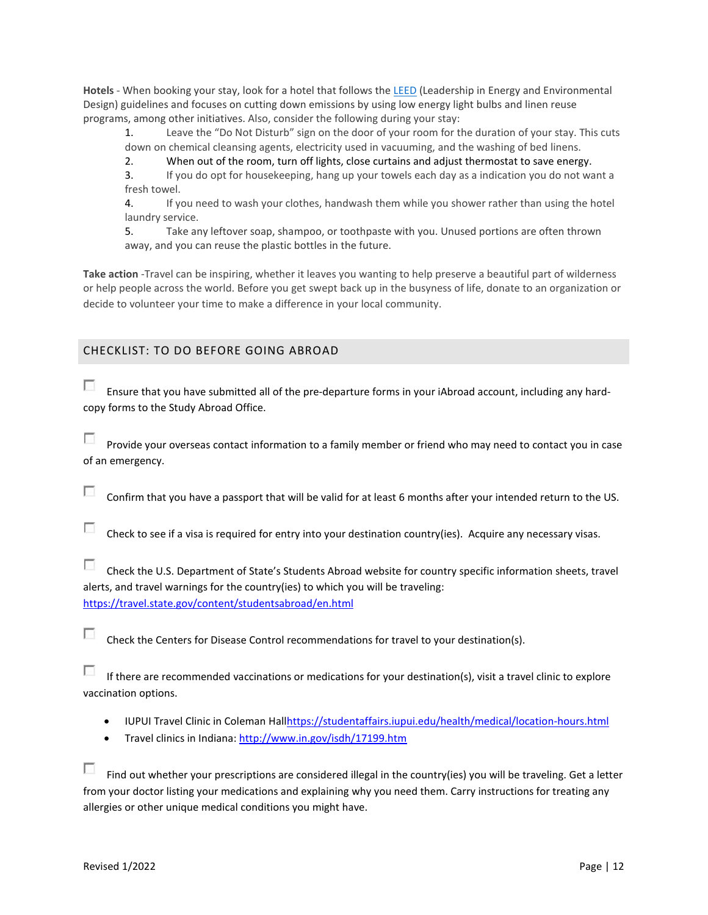**Hotels** - When booking your stay, look for a hotel that follows the [LEED](#) (Leadership in Energy and Environmental Design) guidelines and focuses on cutting down emissions by using low energy light bulbs and linen reuse programs, among other initiatives. Also, consider the following during your stay:

1. Leave the "Do Not Disturb" sign on the door of your room for the duration of your stay. This cuts down on chemical cleansing agents, electricity used in vacuuming, and the washing of bed linens.
2. When out of the room, turn off lights, close curtains and adjust thermostat to save energy.
3. If you do opt for housekeeping, hang up your towels each day as a indication you do not want a fresh towel.
4. If you need to wash your clothes, handwash them while you shower rather than using the hotel laundry service.
5. Take any leftover soap, shampoo, or toothpaste with you. Unused portions are often thrown away, and you can reuse the plastic bottles in the future.

**Take action** -Travel can be inspiring, whether it leaves you wanting to help preserve a beautiful part of wilderness or help people across the world. Before you get swept back up in the busyness of life, donate to an organization or decide to volunteer your time to make a difference in your local community.

## CHECKLIST: TO DO BEFORE GOING ABROAD

- [ ] Ensure that you have submitted all of the pre-departure forms in your iAbroad account, including any hard-copy forms to the Study Abroad Office.

- [ ] Provide your overseas contact information to a family member or friend who may need to contact you in case of an emergency.

- [ ] Confirm that you have a passport that will be valid for at least 6 months after your intended return to the US.

- [ ] Check to see if a visa is required for entry into your destination country(ies). Acquire any necessary visas.

- [ ] Check the U.S. Department of State's Students Abroad website for country specific information sheets, travel alerts, and travel warnings for the country(ies) to which you will be traveling: https://travel.state.gov/content/studentsabroad/en.html

- [ ] Check the Centers for Disease Control recommendations for travel to your destination(s).

- [ ] If there are recommended vaccinations or medications for your destination(s), visit a travel clinic to explore vaccination options.
  - IUPUI Travel Clinic in Coleman Hallhttps://studentaffairs.iupui.edu/health/medical/location-hours.html
  - Travel clinics in Indiana: http://www.in.gov/isdh/17199.htm

- [ ] Find out whether your prescriptions are considered illegal in the country(ies) you will be traveling. Get a letter from your doctor listing your medications and explaining why you need them. Carry instructions for treating any allergies or other unique medical conditions you might have.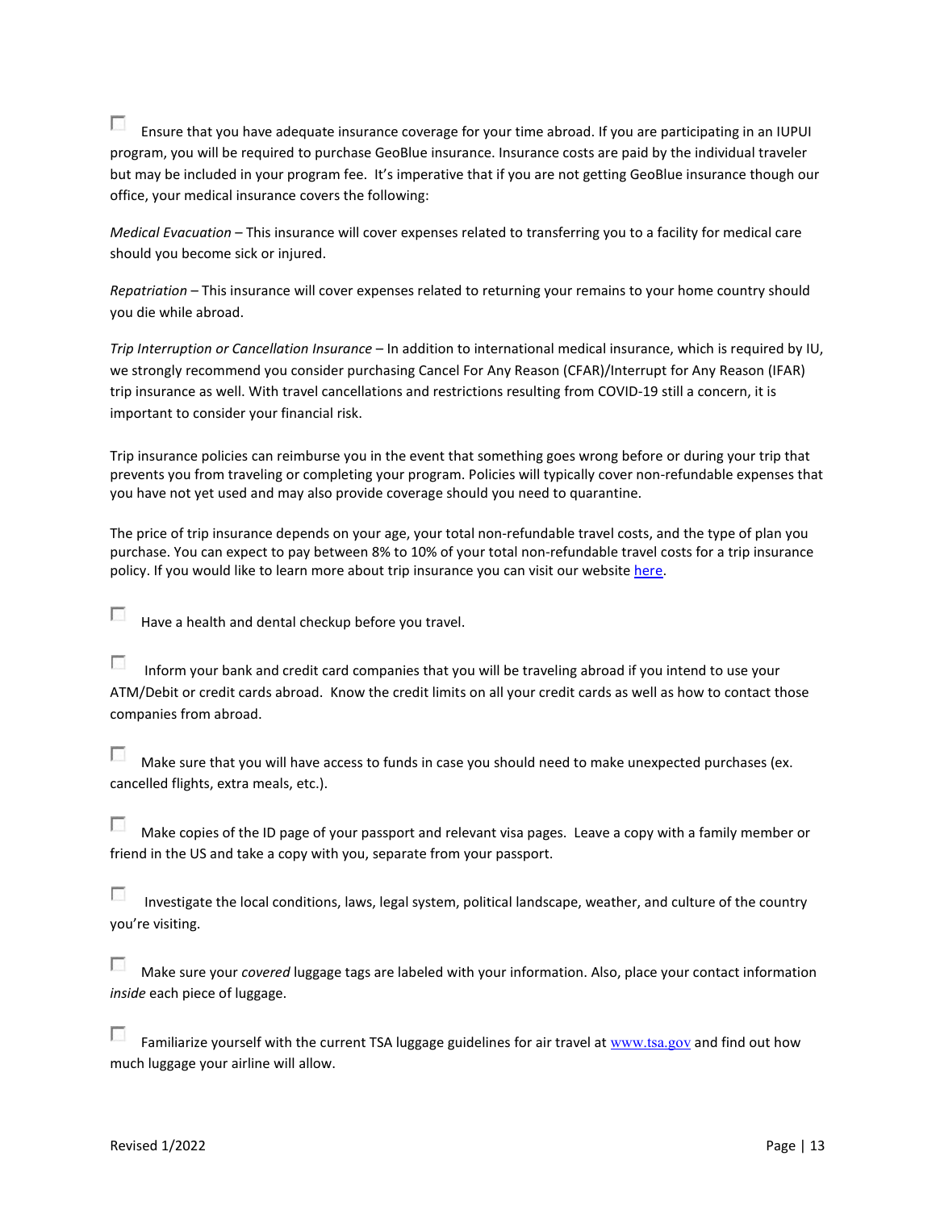- [ ] Ensure that you have adequate insurance coverage for your time abroad. If you are participating in an IUPUI program, you will be required to purchase GeoBlue insurance. Insurance costs are paid by the individual traveler but may be included in your program fee. It's imperative that if you are not getting GeoBlue insurance though our office, your medical insurance covers the following:

*Medical Evacuation* – This insurance will cover expenses related to transferring you to a facility for medical care should you become sick or injured.

*Repatriation* – This insurance will cover expenses related to returning your remains to your home country should you die while abroad.

*Trip Interruption or Cancellation Insurance* – In addition to international medical insurance, which is required by IU, we strongly recommend you consider purchasing Cancel For Any Reason (CFAR)/Interrupt for Any Reason (IFAR) trip insurance as well. With travel cancellations and restrictions resulting from COVID-19 still a concern, it is important to consider your financial risk.

Trip insurance policies can reimburse you in the event that something goes wrong before or during your trip that prevents you from traveling or completing your program. Policies will typically cover non-refundable expenses that you have not yet used and may also provide coverage should you need to quarantine.

The price of trip insurance depends on your age, your total non-refundable travel costs, and the type of plan you purchase. You can expect to pay between 8% to 10% of your total non-refundable travel costs for a trip insurance policy. If you would like to learn more about trip insurance you can visit our website here.

- [ ] Have a health and dental checkup before you travel.

- [ ] Inform your bank and credit card companies that you will be traveling abroad if you intend to use your ATM/Debit or credit cards abroad. Know the credit limits on all your credit cards as well as how to contact those companies from abroad.

- [ ] Make sure that you will have access to funds in case you should need to make unexpected purchases (ex. cancelled flights, extra meals, etc.).

- [ ] Make copies of the ID page of your passport and relevant visa pages. Leave a copy with a family member or friend in the US and take a copy with you, separate from your passport.

- [ ] Investigate the local conditions, laws, legal system, political landscape, weather, and culture of the country you're visiting.

- [ ] Make sure your *covered* luggage tags are labeled with your information. Also, place your contact information *inside* each piece of luggage.

- [ ] Familiarize yourself with the current TSA luggage guidelines for air travel at www.tsa.gov and find out how much luggage your airline will allow.

Revised 1/2022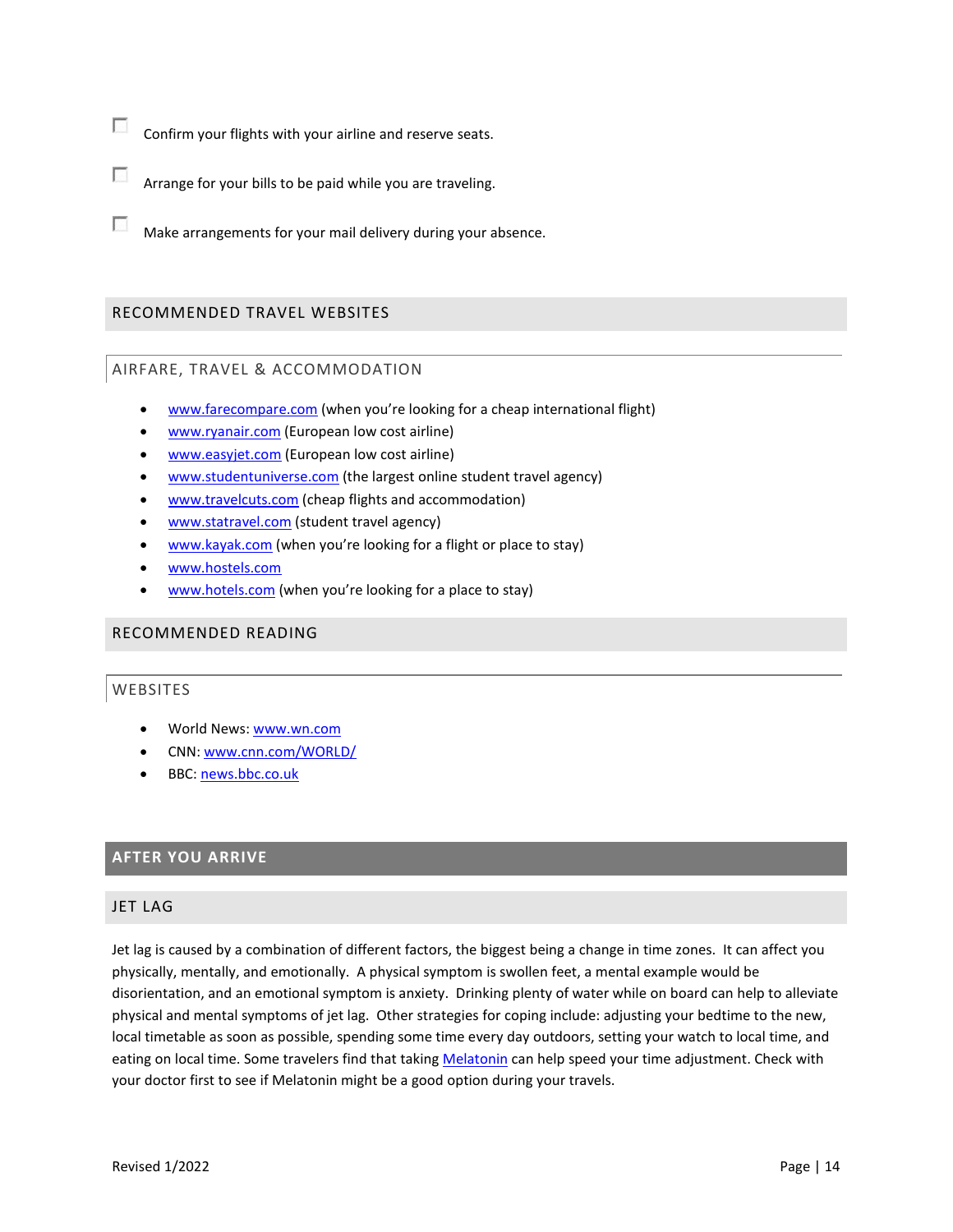- [ ] Confirm your flights with your airline and reserve seats.
- [ ] Arrange for your bills to be paid while you are traveling.
- [ ] Make arrangements for your mail delivery during your absence.

## RECOMMENDED TRAVEL WEBSITES

### AIRFARE, TRAVEL & ACCOMMODATION

- www.farecompare.com (when you're looking for a cheap international flight)
- www.ryanair.com (European low cost airline)
- www.easyjet.com (European low cost airline)
- www.studentuniverse.com (the largest online student travel agency)
- www.travelcuts.com (cheap flights and accommodation)
- www.statravel.com (student travel agency)
- www.kayak.com (when you're looking for a flight or place to stay)
- www.hostels.com
- www.hotels.com (when you're looking for a place to stay)

## RECOMMENDED READING

### WEBSITES

- World News: www.wn.com
- CNN: www.cnn.com/WORLD/
- BBC: news.bbc.co.uk

# AFTER YOU ARRIVE

## JET LAG

Jet lag is caused by a combination of different factors, the biggest being a change in time zones. It can affect you physically, mentally, and emotionally. A physical symptom is swollen feet, a mental example would be disorientation, and an emotional symptom is anxiety. Drinking plenty of water while on board can help to alleviate physical and mental symptoms of jet lag. Other strategies for coping include: adjusting your bedtime to the new, local timetable as soon as possible, spending some time every day outdoors, setting your watch to local time, and eating on local time. Some travelers find that taking Melatonin can help speed your time adjustment. Check with your doctor first to see if Melatonin might be a good option during your travels.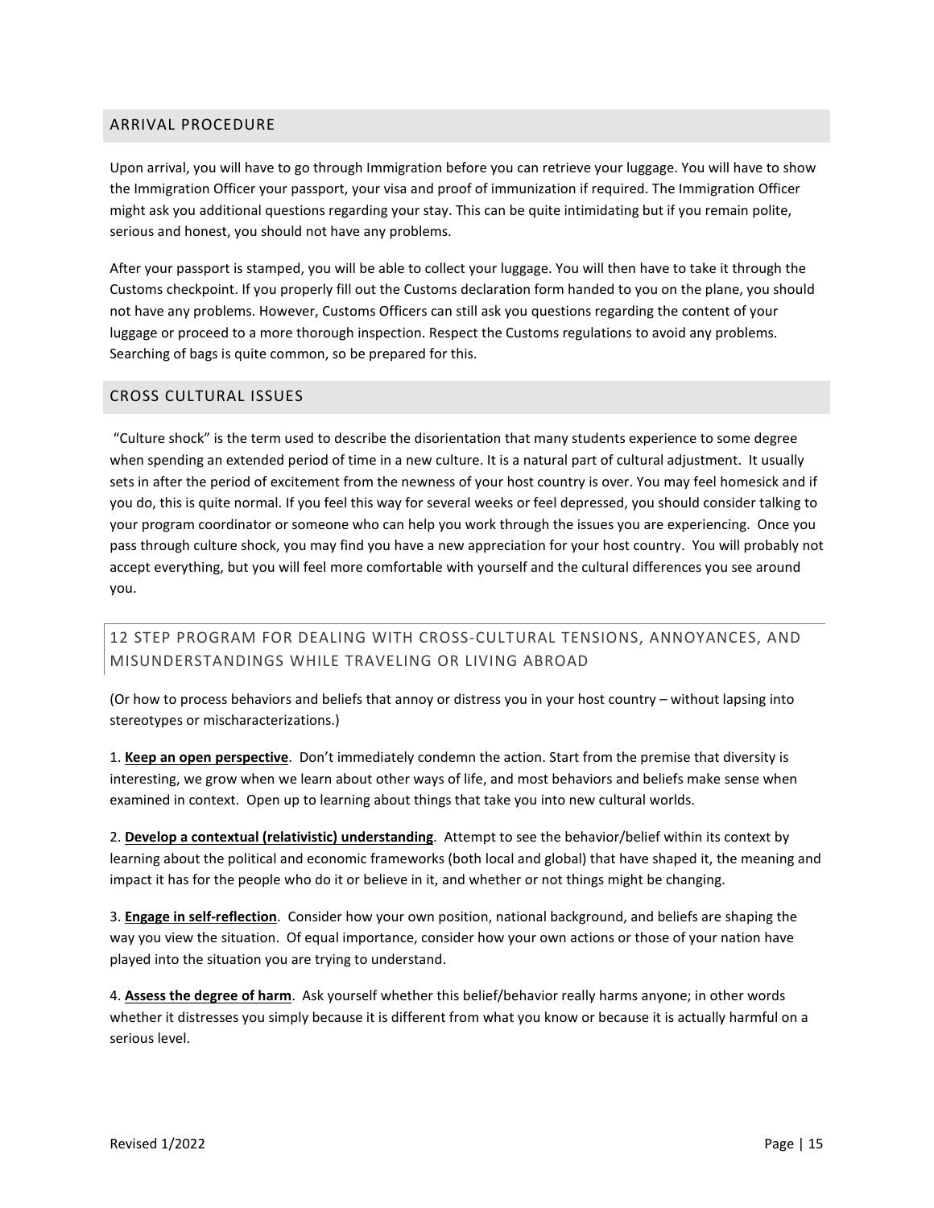## ARRIVAL PROCEDURE

Upon arrival, you will have to go through Immigration before you can retrieve your luggage. You will have to show the Immigration Officer your passport, your visa and proof of immunization if required. The Immigration Officer might ask you additional questions regarding your stay. This can be quite intimidating but if you remain polite, serious and honest, you should not have any problems.

After your passport is stamped, you will be able to collect your luggage. You will then have to take it through the Customs checkpoint. If you properly fill out the Customs declaration form handed to you on the plane, you should not have any problems. However, Customs Officers can still ask you questions regarding the content of your luggage or proceed to a more thorough inspection. Respect the Customs regulations to avoid any problems. Searching of bags is quite common, so be prepared for this.

## CROSS CULTURAL ISSUES

"Culture shock" is the term used to describe the disorientation that many students experience to some degree when spending an extended period of time in a new culture. It is a natural part of cultural adjustment. It usually sets in after the period of excitement from the newness of your host country is over. You may feel homesick and if you do, this is quite normal. If you feel this way for several weeks or feel depressed, you should consider talking to your program coordinator or someone who can help you work through the issues you are experiencing. Once you pass through culture shock, you may find you have a new appreciation for your host country. You will probably not accept everything, but you will feel more comfortable with yourself and the cultural differences you see around you.

### 12 STEP PROGRAM FOR DEALING WITH CROSS-CULTURAL TENSIONS, ANNOYANCES, AND MISUNDERSTANDINGS WHILE TRAVELING OR LIVING ABROAD

(Or how to process behaviors and beliefs that annoy or distress you in your host country – without lapsing into stereotypes or mischaracterizations.)

1. **Keep an open perspective**. Don't immediately condemn the action. Start from the premise that diversity is interesting, we grow when we learn about other ways of life, and most behaviors and beliefs make sense when examined in context. Open up to learning about things that take you into new cultural worlds.

2. **Develop a contextual (relativistic) understanding**. Attempt to see the behavior/belief within its context by learning about the political and economic frameworks (both local and global) that have shaped it, the meaning and impact it has for the people who do it or believe in it, and whether or not things might be changing.

3. **Engage in self-reflection**. Consider how your own position, national background, and beliefs are shaping the way you view the situation. Of equal importance, consider how your own actions or those of your nation have played into the situation you are trying to understand.

4. **Assess the degree of harm**. Ask yourself whether this belief/behavior really harms anyone; in other words whether it distresses you simply because it is different from what you know or because it is actually harmful on a serious level.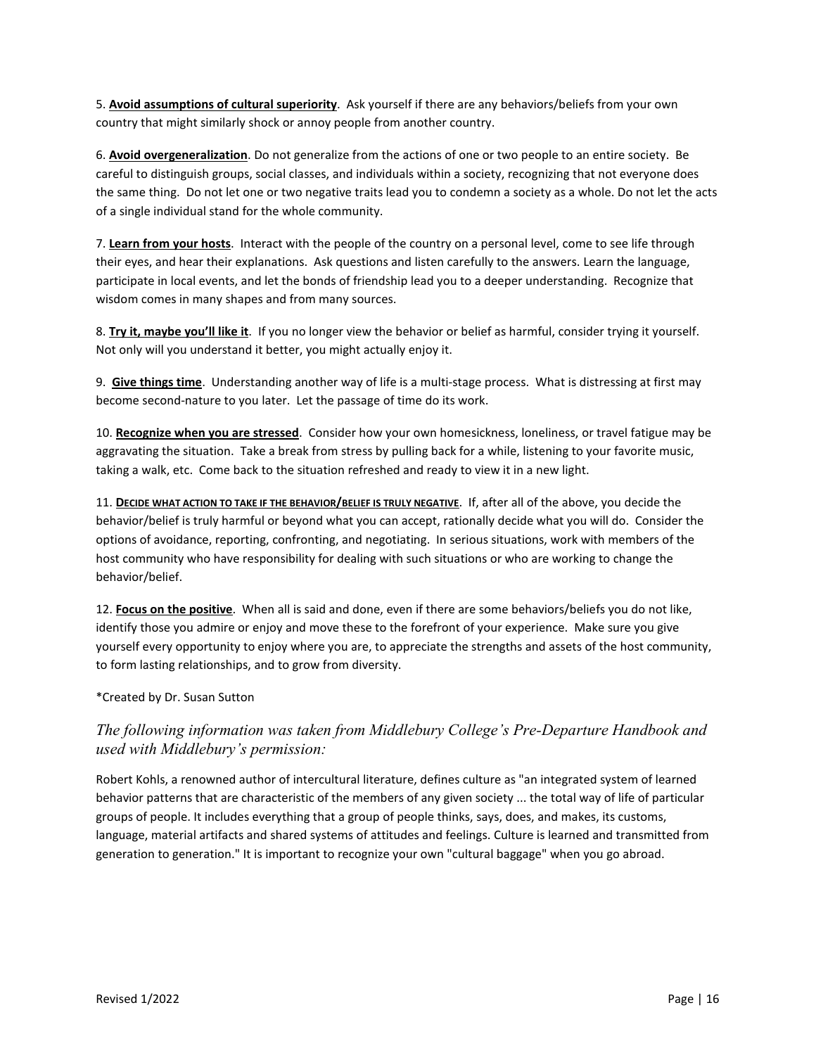5. **Avoid assumptions of cultural superiority**. Ask yourself if there are any behaviors/beliefs from your own country that might similarly shock or annoy people from another country.

6. **Avoid overgeneralization**. Do not generalize from the actions of one or two people to an entire society. Be careful to distinguish groups, social classes, and individuals within a society, recognizing that not everyone does the same thing. Do not let one or two negative traits lead you to condemn a society as a whole. Do not let the acts of a single individual stand for the whole community.

7. **Learn from your hosts**. Interact with the people of the country on a personal level, come to see life through their eyes, and hear their explanations. Ask questions and listen carefully to the answers. Learn the language, participate in local events, and let the bonds of friendship lead you to a deeper understanding. Recognize that wisdom comes in many shapes and from many sources.

8. **Try it, maybe you'll like it**. If you no longer view the behavior or belief as harmful, consider trying it yourself. Not only will you understand it better, you might actually enjoy it.

9. **Give things time**. Understanding another way of life is a multi-stage process. What is distressing at first may become second-nature to you later. Let the passage of time do its work.

10. **Recognize when you are stressed**. Consider how your own homesickness, loneliness, or travel fatigue may be aggravating the situation. Take a break from stress by pulling back for a while, listening to your favorite music, taking a walk, etc. Come back to the situation refreshed and ready to view it in a new light.

11. **Decide what action to take if the behavior/belief is truly negative**. If, after all of the above, you decide the behavior/belief is truly harmful or beyond what you can accept, rationally decide what you will do. Consider the options of avoidance, reporting, confronting, and negotiating. In serious situations, work with members of the host community who have responsibility for dealing with such situations or who are working to change the behavior/belief.

12. **Focus on the positive**. When all is said and done, even if there are some behaviors/beliefs you do not like, identify those you admire or enjoy and move these to the forefront of your experience. Make sure you give yourself every opportunity to enjoy where you are, to appreciate the strengths and assets of the host community, to form lasting relationships, and to grow from diversity.

*Created by Dr. Susan Sutton

### *The following information was taken from Middlebury College's Pre-Departure Handbook and used with Middlebury's permission:*

Robert Kohls, a renowned author of intercultural literature, defines culture as "an integrated system of learned behavior patterns that are characteristic of the members of any given society ... the total way of life of particular groups of people. It includes everything that a group of people thinks, says, does, and makes, its customs, language, material artifacts and shared systems of attitudes and feelings. Culture is learned and transmitted from generation to generation." It is important to recognize your own "cultural baggage" when you go abroad.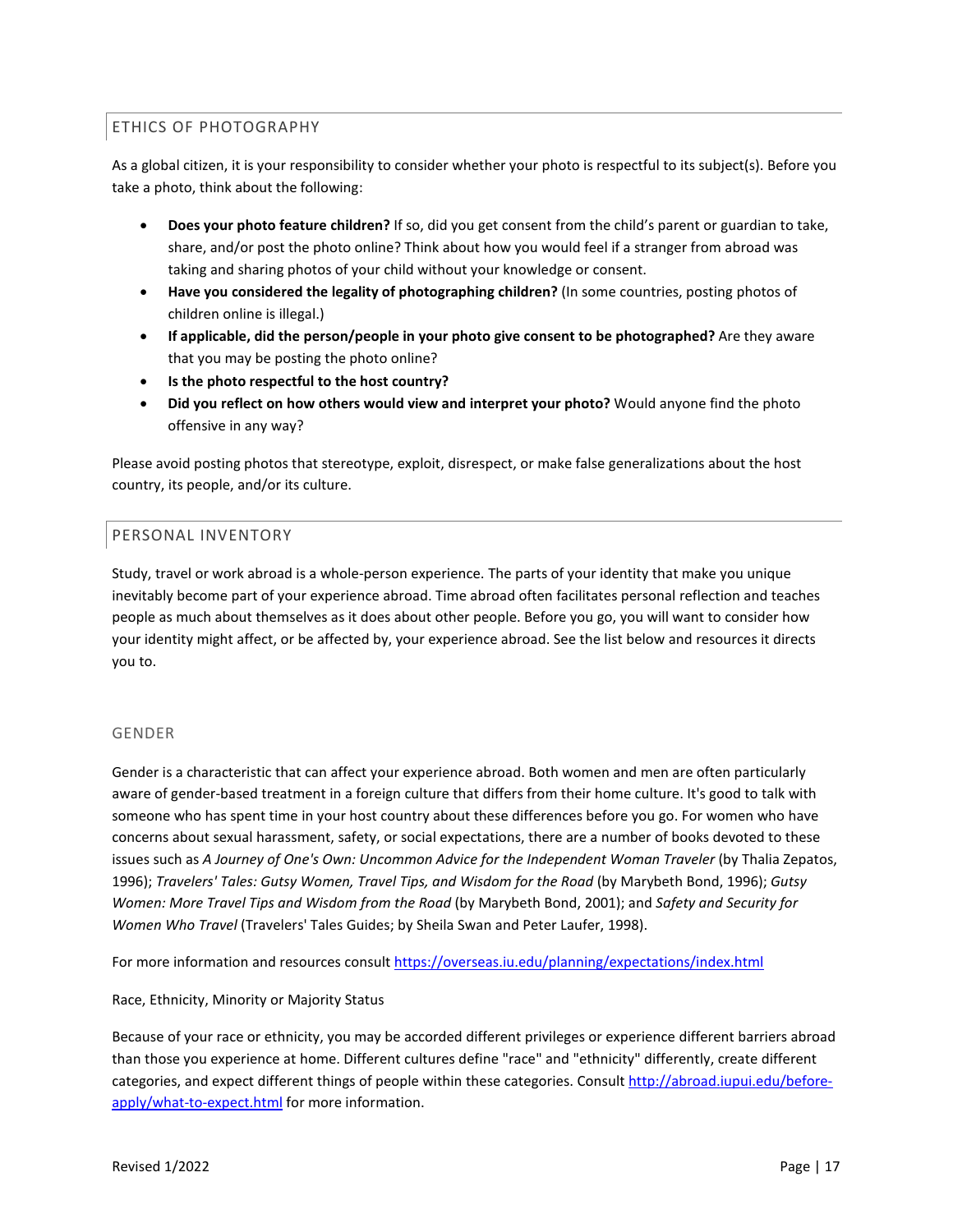## ETHICS OF PHOTOGRAPHY

As a global citizen, it is your responsibility to consider whether your photo is respectful to its subject(s). Before you take a photo, think about the following:

- **Does your photo feature children?** If so, did you get consent from the child's parent or guardian to take, share, and/or post the photo online? Think about how you would feel if a stranger from abroad was taking and sharing photos of your child without your knowledge or consent.
- **Have you considered the legality of photographing children?** (In some countries, posting photos of children online is illegal.)
- **If applicable, did the person/people in your photo give consent to be photographed?** Are they aware that you may be posting the photo online?
- **Is the photo respectful to the host country?**
- **Did you reflect on how others would view and interpret your photo?** Would anyone find the photo offensive in any way?

Please avoid posting photos that stereotype, exploit, disrespect, or make false generalizations about the host country, its people, and/or its culture.

## PERSONAL INVENTORY

Study, travel or work abroad is a whole-person experience. The parts of your identity that make you unique inevitably become part of your experience abroad. Time abroad often facilitates personal reflection and teaches people as much about themselves as it does about other people. Before you go, you will want to consider how your identity might affect, or be affected by, your experience abroad. See the list below and resources it directs you to.

### GENDER

Gender is a characteristic that can affect your experience abroad. Both women and men are often particularly aware of gender-based treatment in a foreign culture that differs from their home culture. It's good to talk with someone who has spent time in your host country about these differences before you go. For women who have concerns about sexual harassment, safety, or social expectations, there are a number of books devoted to these issues such as *A Journey of One's Own: Uncommon Advice for the Independent Woman Traveler* (by Thalia Zepatos, 1996); *Travelers' Tales: Gutsy Women, Travel Tips, and Wisdom for the Road* (by Marybeth Bond, 1996); *Gutsy Women: More Travel Tips and Wisdom from the Road* (by Marybeth Bond, 2001); and *Safety and Security for Women Who Travel* (Travelers' Tales Guides; by Sheila Swan and Peter Laufer, 1998).

For more information and resources consult https://overseas.iu.edu/planning/expectations/index.html

Race, Ethnicity, Minority or Majority Status

Because of your race or ethnicity, you may be accorded different privileges or experience different barriers abroad than those you experience at home. Different cultures define "race" and "ethnicity" differently, create different categories, and expect different things of people within these categories. Consult http://abroad.iupui.edu/before-apply/what-to-expect.html for more information.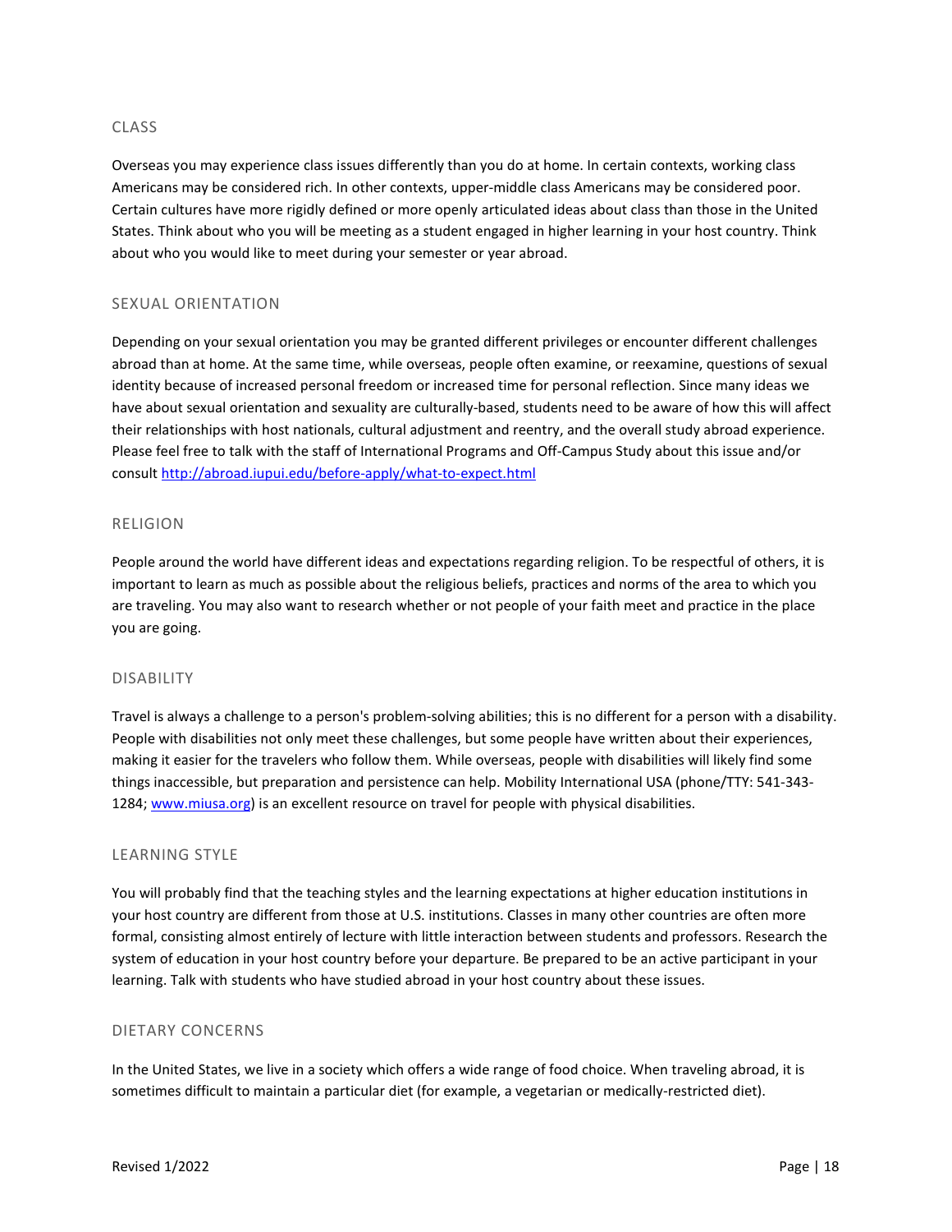## CLASS

Overseas you may experience class issues differently than you do at home. In certain contexts, working class Americans may be considered rich. In other contexts, upper-middle class Americans may be considered poor. Certain cultures have more rigidly defined or more openly articulated ideas about class than those in the United States. Think about who you will be meeting as a student engaged in higher learning in your host country. Think about who you would like to meet during your semester or year abroad.

## SEXUAL ORIENTATION

Depending on your sexual orientation you may be granted different privileges or encounter different challenges abroad than at home. At the same time, while overseas, people often examine, or reexamine, questions of sexual identity because of increased personal freedom or increased time for personal reflection. Since many ideas we have about sexual orientation and sexuality are culturally-based, students need to be aware of how this will affect their relationships with host nationals, cultural adjustment and reentry, and the overall study abroad experience. Please feel free to talk with the staff of International Programs and Off-Campus Study about this issue and/or consult [http://abroad.iupui.edu/before-apply/what-to-expect.html](http://abroad.iupui.edu/before-apply/what-to-expect.html)

## RELIGION

People around the world have different ideas and expectations regarding religion. To be respectful of others, it is important to learn as much as possible about the religious beliefs, practices and norms of the area to which you are traveling. You may also want to research whether or not people of your faith meet and practice in the place you are going.

## DISABILITY

Travel is always a challenge to a person's problem-solving abilities; this is no different for a person with a disability. People with disabilities not only meet these challenges, but some people have written about their experiences, making it easier for the travelers who follow them. While overseas, people with disabilities will likely find some things inaccessible, but preparation and persistence can help. Mobility International USA (phone/TTY: 541-343-1284; [www.miusa.org](http://www.miusa.org)) is an excellent resource on travel for people with physical disabilities.

## LEARNING STYLE

You will probably find that the teaching styles and the learning expectations at higher education institutions in your host country are different from those at U.S. institutions. Classes in many other countries are often more formal, consisting almost entirely of lecture with little interaction between students and professors. Research the system of education in your host country before your departure. Be prepared to be an active participant in your learning. Talk with students who have studied abroad in your host country about these issues.

## DIETARY CONCERNS

In the United States, we live in a society which offers a wide range of food choice. When traveling abroad, it is sometimes difficult to maintain a particular diet (for example, a vegetarian or medically-restricted diet).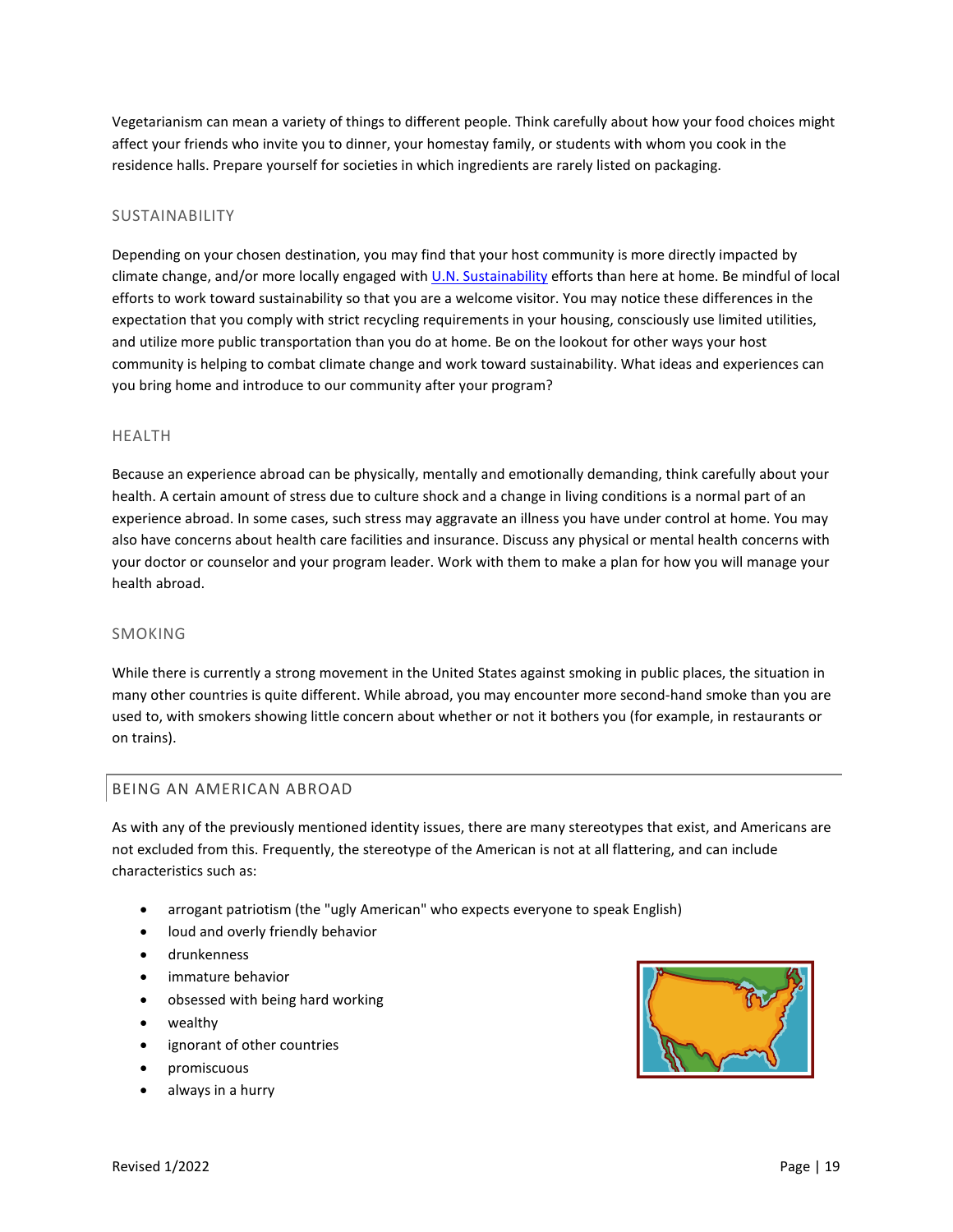Vegetarianism can mean a variety of things to different people. Think carefully about how your food choices might affect your friends who invite you to dinner, your homestay family, or students with whom you cook in the residence halls. Prepare yourself for societies in which ingredients are rarely listed on packaging.

### SUSTAINABILITY

Depending on your chosen destination, you may find that your host community is more directly impacted by climate change, and/or more locally engaged with U.N. Sustainability efforts than here at home. Be mindful of local efforts to work toward sustainability so that you are a welcome visitor. You may notice these differences in the expectation that you comply with strict recycling requirements in your housing, consciously use limited utilities, and utilize more public transportation than you do at home. Be on the lookout for other ways your host community is helping to combat climate change and work toward sustainability. What ideas and experiences can you bring home and introduce to our community after your program?

### HEALTH

Because an experience abroad can be physically, mentally and emotionally demanding, think carefully about your health. A certain amount of stress due to culture shock and a change in living conditions is a normal part of an experience abroad. In some cases, such stress may aggravate an illness you have under control at home. You may also have concerns about health care facilities and insurance. Discuss any physical or mental health concerns with your doctor or counselor and your program leader. Work with them to make a plan for how you will manage your health abroad.

### SMOKING

While there is currently a strong movement in the United States against smoking in public places, the situation in many other countries is quite different. While abroad, you may encounter more second-hand smoke than you are used to, with smokers showing little concern about whether or not it bothers you (for example, in restaurants or on trains).

## BEING AN AMERICAN ABROAD

As with any of the previously mentioned identity issues, there are many stereotypes that exist, and Americans are not excluded from this. Frequently, the stereotype of the American is not at all flattering, and can include characteristics such as:

- arrogant patriotism (the "ugly American" who expects everyone to speak English)
- loud and overly friendly behavior
- drunkenness
- immature behavior
- obsessed with being hard working
- wealthy
- ignorant of other countries
- promiscuous
- always in a hurry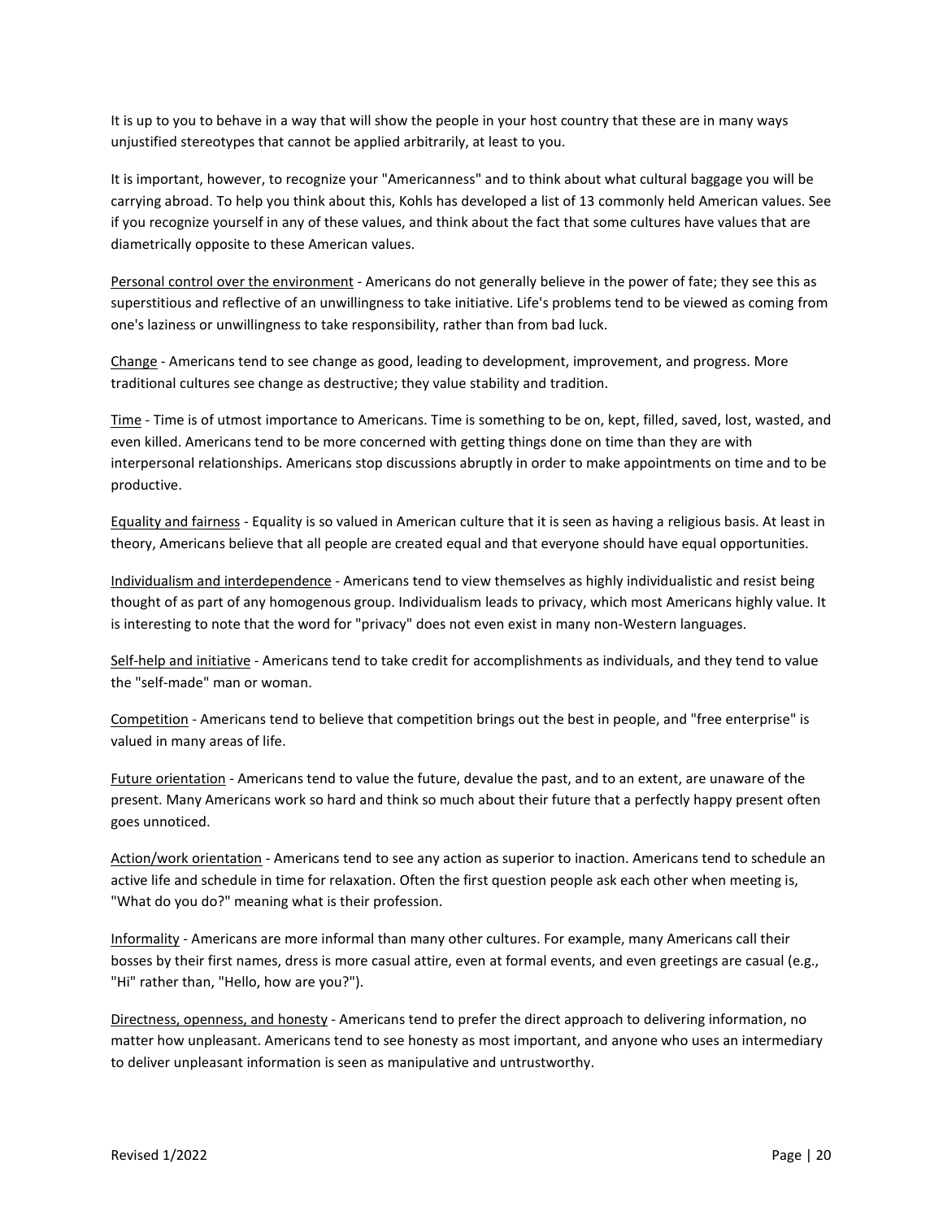It is up to you to behave in a way that will show the people in your host country that these are in many ways unjustified stereotypes that cannot be applied arbitrarily, at least to you.

It is important, however, to recognize your "Americanness" and to think about what cultural baggage you will be carrying abroad. To help you think about this, Kohls has developed a list of 13 commonly held American values. See if you recognize yourself in any of these values, and think about the fact that some cultures have values that are diametrically opposite to these American values.

<u>Personal control over the environment</u> - Americans do not generally believe in the power of fate; they see this as superstitious and reflective of an unwillingness to take initiative. Life's problems tend to be viewed as coming from one's laziness or unwillingness to take responsibility, rather than from bad luck.

<u>Change</u> - Americans tend to see change as good, leading to development, improvement, and progress. More traditional cultures see change as destructive; they value stability and tradition.

<u>Time</u> - Time is of utmost importance to Americans. Time is something to be on, kept, filled, saved, lost, wasted, and even killed. Americans tend to be more concerned with getting things done on time than they are with interpersonal relationships. Americans stop discussions abruptly in order to make appointments on time and to be productive.

<u>Equality and fairness</u> - Equality is so valued in American culture that it is seen as having a religious basis. At least in theory, Americans believe that all people are created equal and that everyone should have equal opportunities.

<u>Individualism and interdependence</u> - Americans tend to view themselves as highly individualistic and resist being thought of as part of any homogenous group. Individualism leads to privacy, which most Americans highly value. It is interesting to note that the word for "privacy" does not even exist in many non-Western languages.

<u>Self-help and initiative</u> - Americans tend to take credit for accomplishments as individuals, and they tend to value the "self-made" man or woman.

<u>Competition</u> - Americans tend to believe that competition brings out the best in people, and "free enterprise" is valued in many areas of life.

<u>Future orientation</u> - Americans tend to value the future, devalue the past, and to an extent, are unaware of the present. Many Americans work so hard and think so much about their future that a perfectly happy present often goes unnoticed.

<u>Action/work orientation</u> - Americans tend to see any action as superior to inaction. Americans tend to schedule an active life and schedule in time for relaxation. Often the first question people ask each other when meeting is, "What do you do?" meaning what is their profession.

<u>Informality</u> - Americans are more informal than many other cultures. For example, many Americans call their bosses by their first names, dress is more casual attire, even at formal events, and even greetings are casual (e.g., "Hi" rather than, "Hello, how are you?").

<u>Directness, openness, and honesty</u> - Americans tend to prefer the direct approach to delivering information, no matter how unpleasant. Americans tend to see honesty as most important, and anyone who uses an intermediary to deliver unpleasant information is seen as manipulative and untrustworthy.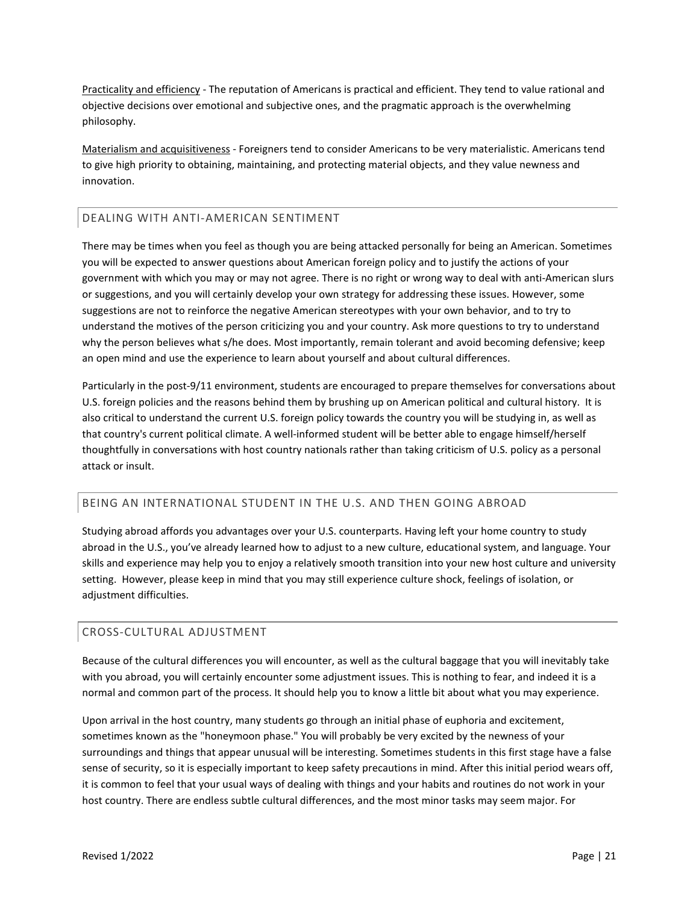Practicality and efficiency - The reputation of Americans is practical and efficient. They tend to value rational and objective decisions over emotional and subjective ones, and the pragmatic approach is the overwhelming philosophy.

Materialism and acquisitiveness - Foreigners tend to consider Americans to be very materialistic. Americans tend to give high priority to obtaining, maintaining, and protecting material objects, and they value newness and innovation.

## DEALING WITH ANTI-AMERICAN SENTIMENT

There may be times when you feel as though you are being attacked personally for being an American. Sometimes you will be expected to answer questions about American foreign policy and to justify the actions of your government with which you may or may not agree. There is no right or wrong way to deal with anti-American slurs or suggestions, and you will certainly develop your own strategy for addressing these issues. However, some suggestions are not to reinforce the negative American stereotypes with your own behavior, and to try to understand the motives of the person criticizing you and your country. Ask more questions to try to understand why the person believes what s/he does. Most importantly, remain tolerant and avoid becoming defensive; keep an open mind and use the experience to learn about yourself and about cultural differences.

Particularly in the post-9/11 environment, students are encouraged to prepare themselves for conversations about U.S. foreign policies and the reasons behind them by brushing up on American political and cultural history. It is also critical to understand the current U.S. foreign policy towards the country you will be studying in, as well as that country's current political climate. A well-informed student will be better able to engage himself/herself thoughtfully in conversations with host country nationals rather than taking criticism of U.S. policy as a personal attack or insult.

## BEING AN INTERNATIONAL STUDENT IN THE U.S. AND THEN GOING ABROAD

Studying abroad affords you advantages over your U.S. counterparts. Having left your home country to study abroad in the U.S., you've already learned how to adjust to a new culture, educational system, and language. Your skills and experience may help you to enjoy a relatively smooth transition into your new host culture and university setting. However, please keep in mind that you may still experience culture shock, feelings of isolation, or adjustment difficulties.

## CROSS-CULTURAL ADJUSTMENT

Because of the cultural differences you will encounter, as well as the cultural baggage that you will inevitably take with you abroad, you will certainly encounter some adjustment issues. This is nothing to fear, and indeed it is a normal and common part of the process. It should help you to know a little bit about what you may experience.

Upon arrival in the host country, many students go through an initial phase of euphoria and excitement, sometimes known as the "honeymoon phase." You will probably be very excited by the newness of your surroundings and things that appear unusual will be interesting. Sometimes students in this first stage have a false sense of security, so it is especially important to keep safety precautions in mind. After this initial period wears off, it is common to feel that your usual ways of dealing with things and your habits and routines do not work in your host country. There are endless subtle cultural differences, and the most minor tasks may seem major. For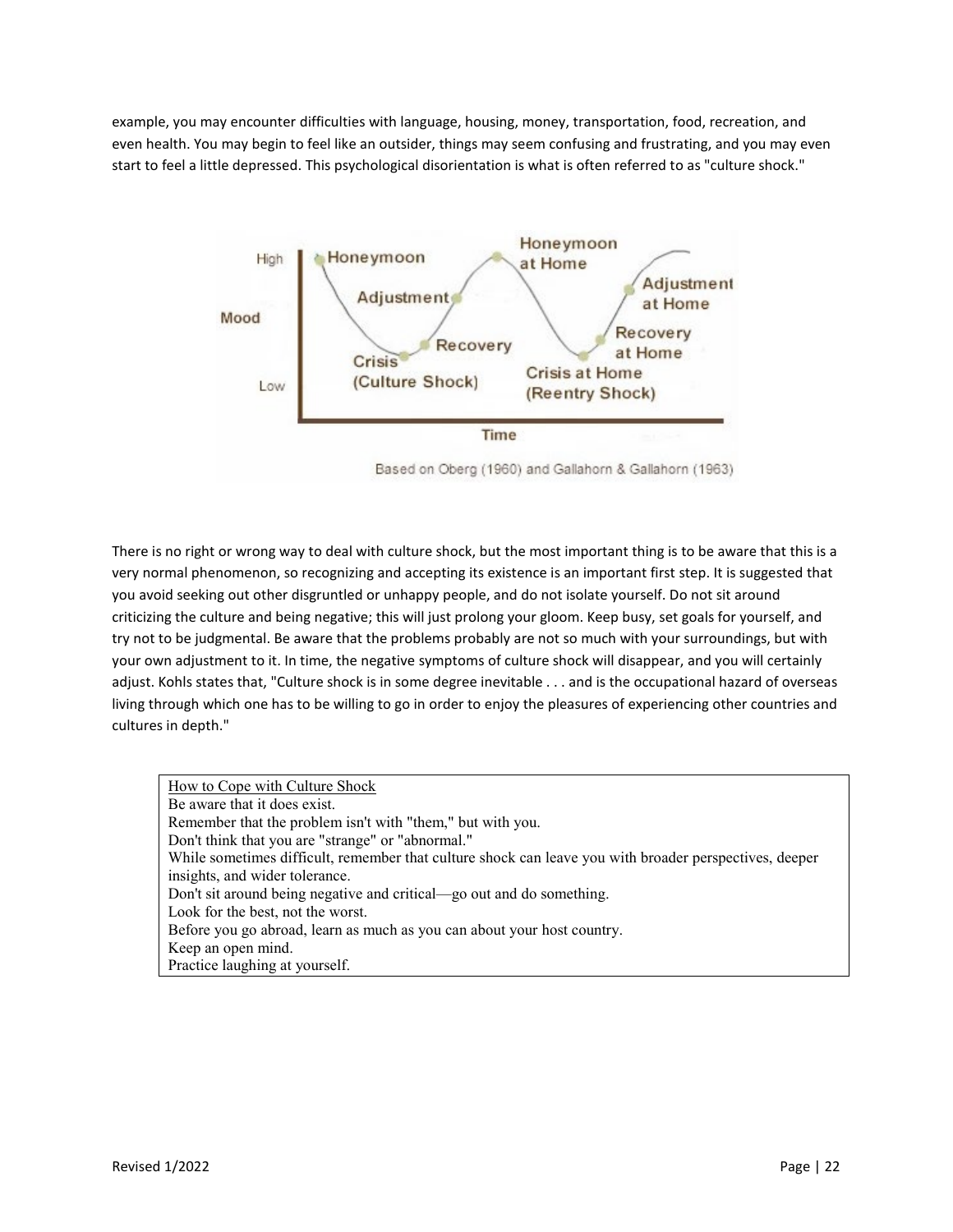example, you may encounter difficulties with language, housing, money, transportation, food, recreation, and even health. You may begin to feel like an outsider, things may seem confusing and frustrating, and you may even start to feel a little depressed. This psychological disorientation is what is often referred to as "culture shock."

Based on Oberg (1960) and Gallahorn & Gallahorn (1963)

There is no right or wrong way to deal with culture shock, but the most important thing is to be aware that this is a very normal phenomenon, so recognizing and accepting its existence is an important first step. It is suggested that you avoid seeking out other disgruntled or unhappy people, and do not isolate yourself. Do not sit around criticizing the culture and being negative; this will just prolong your gloom. Keep busy, set goals for yourself, and try not to be judgmental. Be aware that the problems probably are not so much with your surroundings, but with your own adjustment to it. In time, the negative symptoms of culture shock will disappear, and you will certainly adjust. Kohls states that, "Culture shock is in some degree inevitable . . . and is the occupational hazard of overseas living through which one has to be willing to go in order to enjoy the pleasures of experiencing other countries and cultures in depth."

<u>How to Cope with Culture Shock</u>

Be aware that it does exist.
Remember that the problem isn't with "them," but with you.
Don't think that you are "strange" or "abnormal."
While sometimes difficult, remember that culture shock can leave you with broader perspectives, deeper insights, and wider tolerance.
Don't sit around being negative and critical—go out and do something.
Look for the best, not the worst.
Before you go abroad, learn as much as you can about your host country.
Keep an open mind.
Practice laughing at yourself.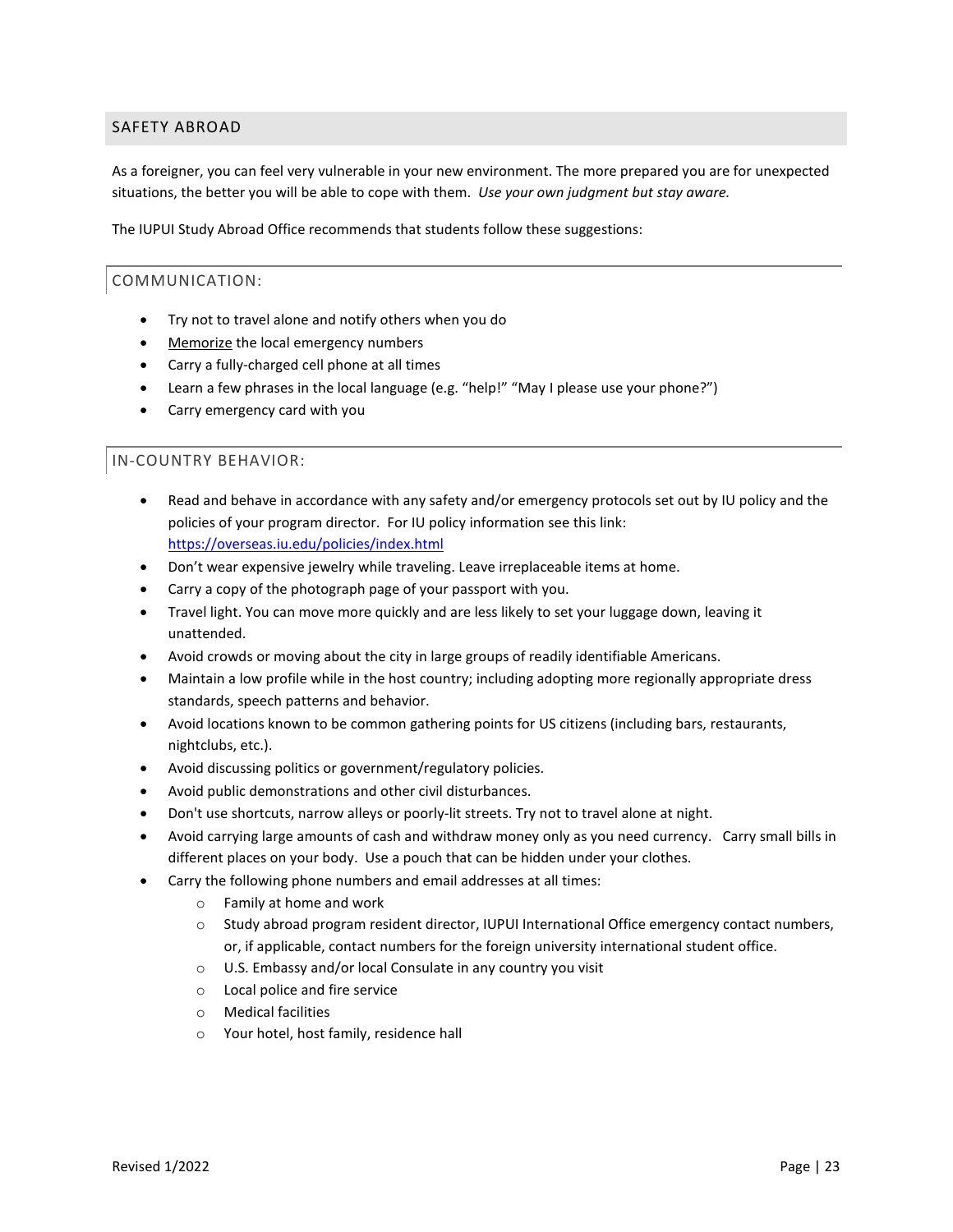## SAFETY ABROAD

As a foreigner, you can feel very vulnerable in your new environment. The more prepared you are for unexpected situations, the better you will be able to cope with them. *Use your own judgment but stay aware.*

The IUPUI Study Abroad Office recommends that students follow these suggestions:

### COMMUNICATION:

- Try not to travel alone and notify others when you do
- Memorize the local emergency numbers
- Carry a fully-charged cell phone at all times
- Learn a few phrases in the local language (e.g. "help!" "May I please use your phone?")
- Carry emergency card with you

### IN-COUNTRY BEHAVIOR:

- Read and behave in accordance with any safety and/or emergency protocols set out by IU policy and the policies of your program director. For IU policy information see this link: https://overseas.iu.edu/policies/index.html
- Don't wear expensive jewelry while traveling. Leave irreplaceable items at home.
- Carry a copy of the photograph page of your passport with you.
- Travel light. You can move more quickly and are less likely to set your luggage down, leaving it unattended.
- Avoid crowds or moving about the city in large groups of readily identifiable Americans.
- Maintain a low profile while in the host country; including adopting more regionally appropriate dress standards, speech patterns and behavior.
- Avoid locations known to be common gathering points for US citizens (including bars, restaurants, nightclubs, etc.).
- Avoid discussing politics or government/regulatory policies.
- Avoid public demonstrations and other civil disturbances.
- Don't use shortcuts, narrow alleys or poorly-lit streets. Try not to travel alone at night.
- Avoid carrying large amounts of cash and withdraw money only as you need currency. Carry small bills in different places on your body. Use a pouch that can be hidden under your clothes.
- Carry the following phone numbers and email addresses at all times:
  - Family at home and work
  - Study abroad program resident director, IUPUI International Office emergency contact numbers, or, if applicable, contact numbers for the foreign university international student office.
  - U.S. Embassy and/or local Consulate in any country you visit
  - Local police and fire service
  - Medical facilities
  - Your hotel, host family, residence hall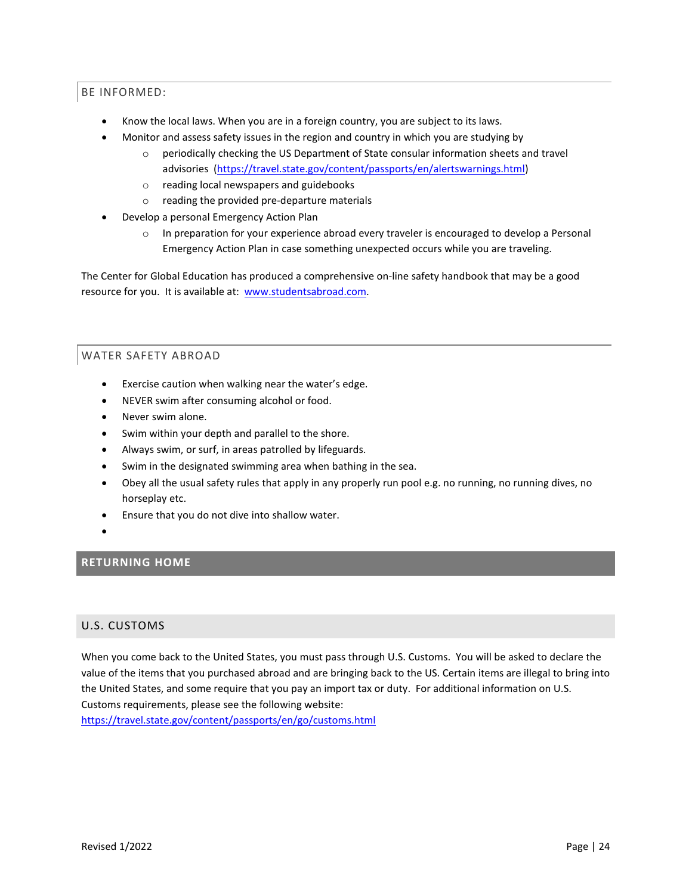## BE INFORMED:

- Know the local laws. When you are in a foreign country, you are subject to its laws.
- Monitor and assess safety issues in the region and country in which you are studying by
  - periodically checking the US Department of State consular information sheets and travel advisories (https://travel.state.gov/content/passports/en/alertswarnings.html)
  - reading local newspapers and guidebooks
  - reading the provided pre-departure materials
- Develop a personal Emergency Action Plan
  - In preparation for your experience abroad every traveler is encouraged to develop a Personal Emergency Action Plan in case something unexpected occurs while you are traveling.

The Center for Global Education has produced a comprehensive on-line safety handbook that may be a good resource for you. It is available at: www.studentsabroad.com.

## WATER SAFETY ABROAD

- Exercise caution when walking near the water's edge.
- NEVER swim after consuming alcohol or food.
- Never swim alone.
- Swim within your depth and parallel to the shore.
- Always swim, or surf, in areas patrolled by lifeguards.
- Swim in the designated swimming area when bathing in the sea.
- Obey all the usual safety rules that apply in any properly run pool e.g. no running, no running dives, no horseplay etc.
- Ensure that you do not dive into shallow water.

# RETURNING HOME

## U.S. CUSTOMS

When you come back to the United States, you must pass through U.S. Customs. You will be asked to declare the value of the items that you purchased abroad and are bringing back to the US. Certain items are illegal to bring into the United States, and some require that you pay an import tax or duty. For additional information on U.S. Customs requirements, please see the following website:
https://travel.state.gov/content/passports/en/go/customs.html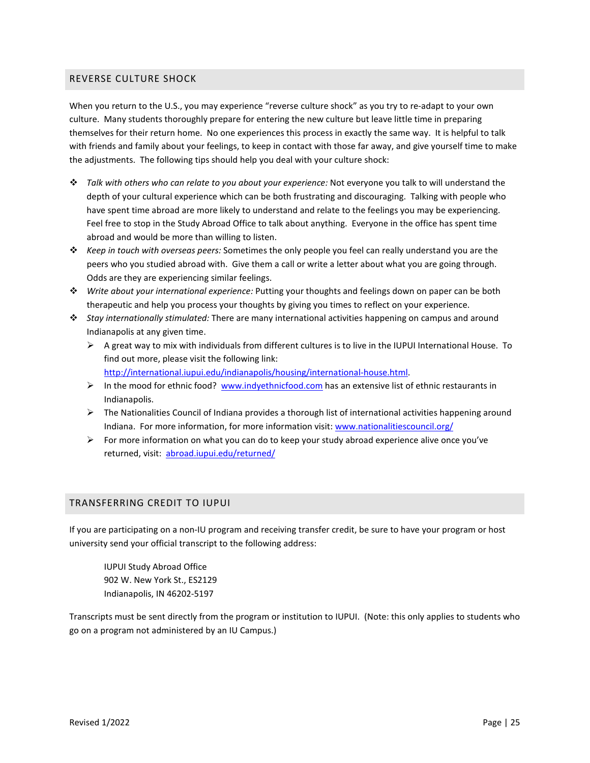## REVERSE CULTURE SHOCK

When you return to the U.S., you may experience "reverse culture shock" as you try to re-adapt to your own culture. Many students thoroughly prepare for entering the new culture but leave little time in preparing themselves for their return home. No one experiences this process in exactly the same way. It is helpful to talk with friends and family about your feelings, to keep in contact with those far away, and give yourself time to make the adjustments. The following tips should help you deal with your culture shock:

- *Talk with others who can relate to you about your experience:* Not everyone you talk to will understand the depth of your cultural experience which can be both frustrating and discouraging. Talking with people who have spent time abroad are more likely to understand and relate to the feelings you may be experiencing. Feel free to stop in the Study Abroad Office to talk about anything. Everyone in the office has spent time abroad and would be more than willing to listen.
- *Keep in touch with overseas peers:* Sometimes the only people you feel can really understand you are the peers who you studied abroad with. Give them a call or write a letter about what you are going through. Odds are they are experiencing similar feelings.
- *Write about your international experience:* Putting your thoughts and feelings down on paper can be both therapeutic and help you process your thoughts by giving you times to reflect on your experience.
- *Stay internationally stimulated:* There are many international activities happening on campus and around Indianapolis at any given time.
  - A great way to mix with individuals from different cultures is to live in the IUPUI International House. To find out more, please visit the following link: http://international.iupui.edu/indianapolis/housing/international-house.html.
  - In the mood for ethnic food? www.indyethnicfood.com has an extensive list of ethnic restaurants in Indianapolis.
  - The Nationalities Council of Indiana provides a thorough list of international activities happening around Indiana. For more information, for more information visit: www.nationalitiescouncil.org/
  - For more information on what you can do to keep your study abroad experience alive once you've returned, visit: abroad.iupui.edu/returned/

## TRANSFERRING CREDIT TO IUPUI

If you are participating on a non-IU program and receiving transfer credit, be sure to have your program or host university send your official transcript to the following address:

IUPUI Study Abroad Office
902 W. New York St., ES2129
Indianapolis, IN 46202-5197

Transcripts must be sent directly from the program or institution to IUPUI. (Note: this only applies to students who go on a program not administered by an IU Campus.)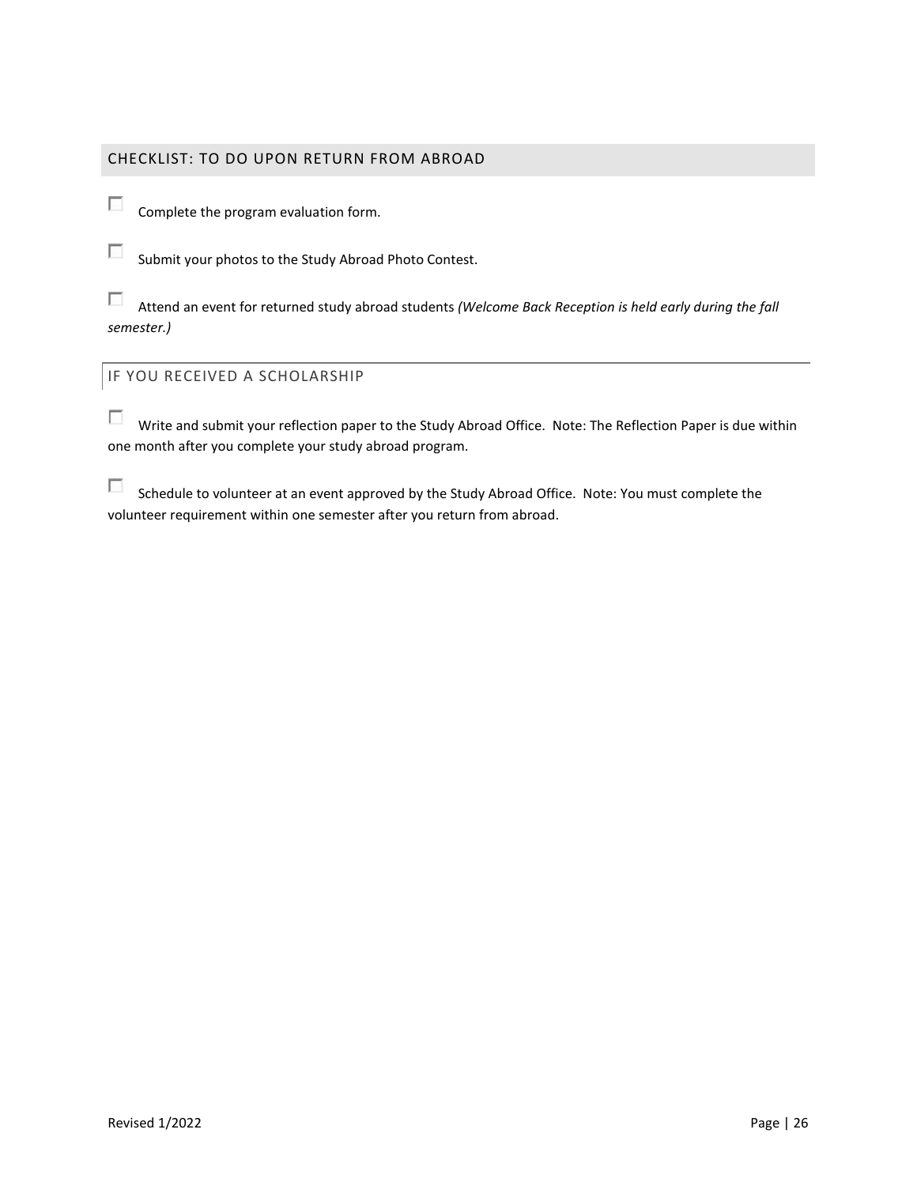## CHECKLIST: TO DO UPON RETURN FROM ABROAD

- [ ] Complete the program evaluation form.

- [ ] Submit your photos to the Study Abroad Photo Contest.

- [ ] Attend an event for returned study abroad students *(Welcome Back Reception is held early during the fall semester.)*

### IF YOU RECEIVED A SCHOLARSHIP

- [ ] Write and submit your reflection paper to the Study Abroad Office. Note: The Reflection Paper is due within one month after you complete your study abroad program.

- [ ] Schedule to volunteer at an event approved by the Study Abroad Office. Note: You must complete the volunteer requirement within one semester after you return from abroad.